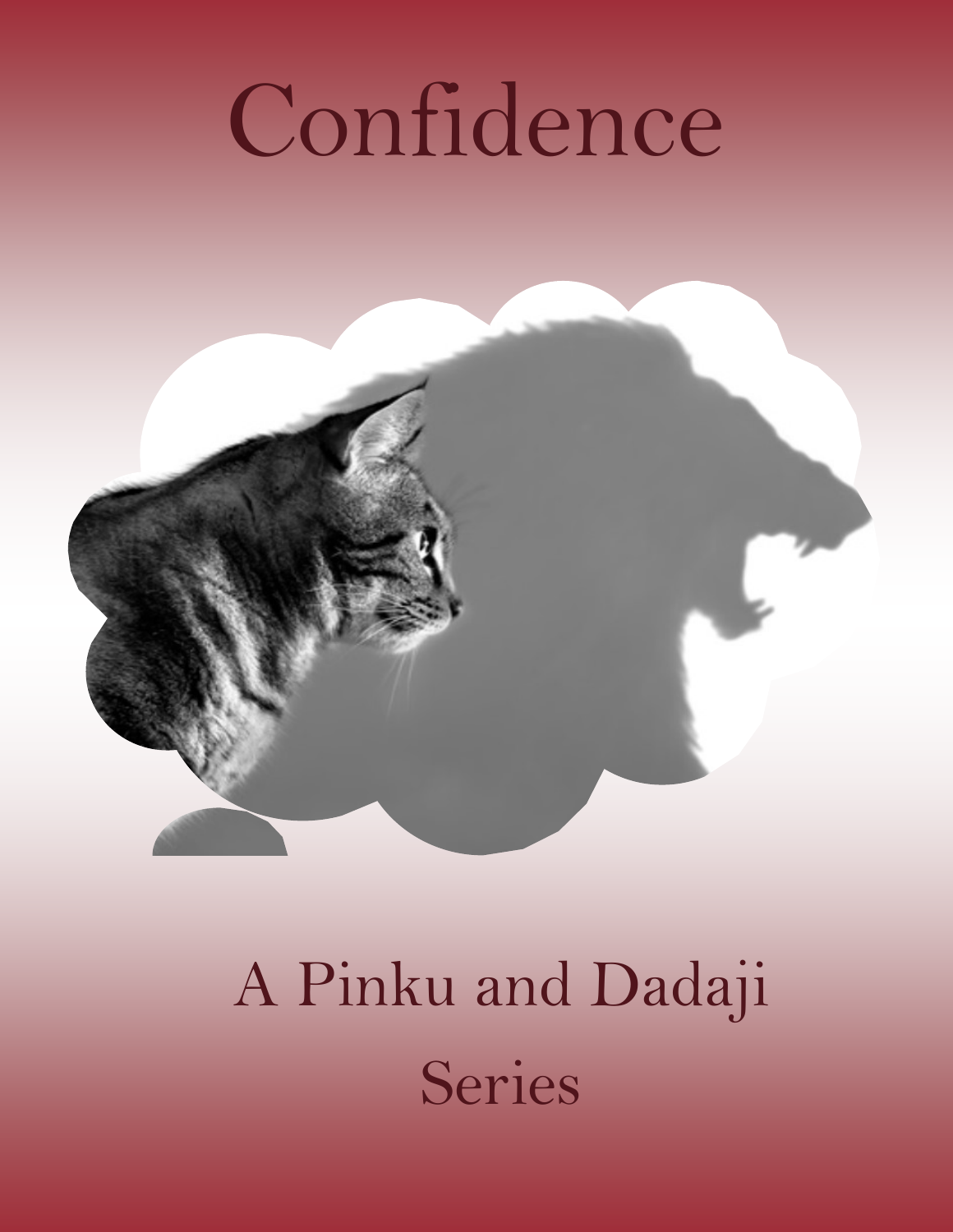# Confidence

A Pinku and Dadaji Series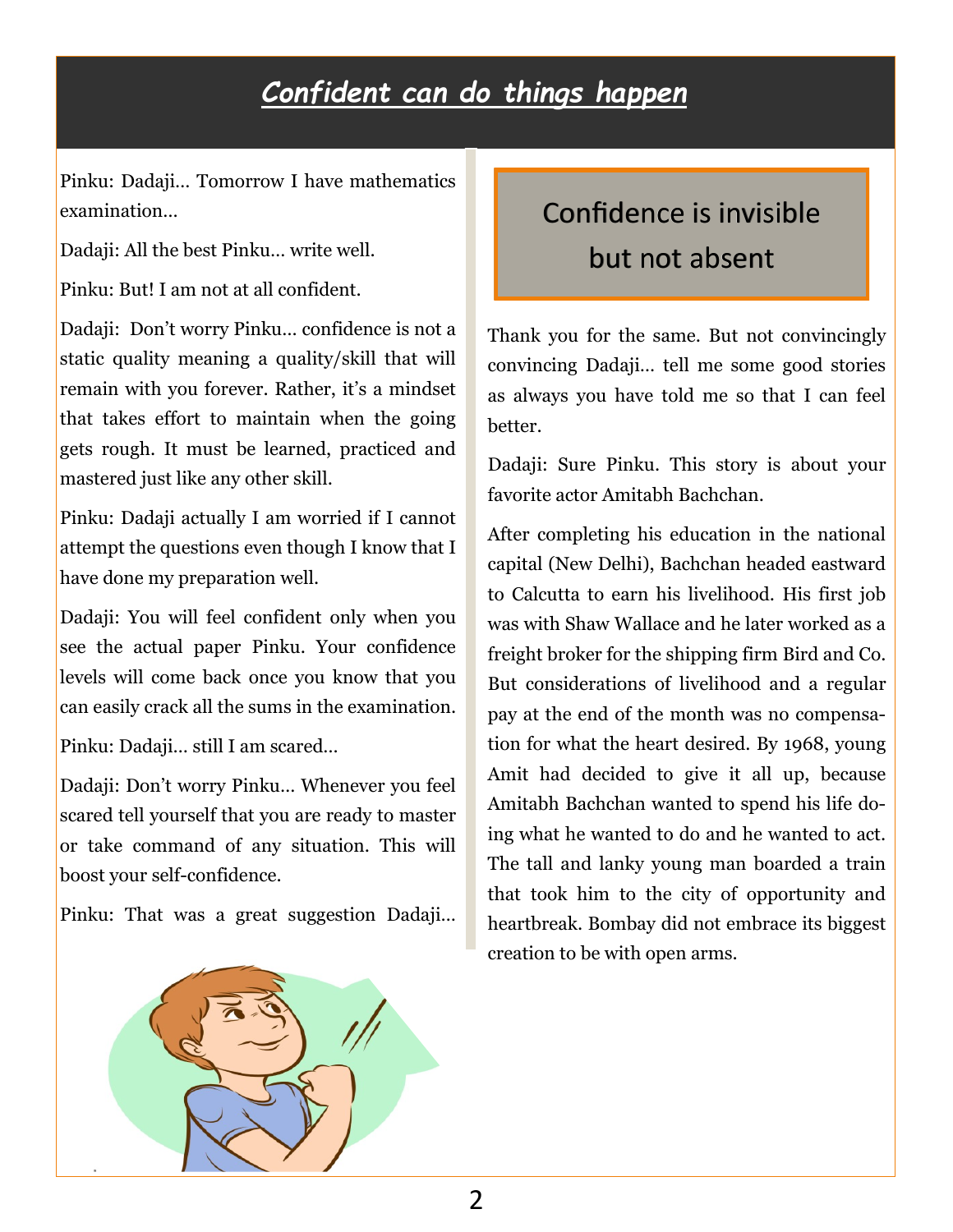# *Confident can do things happen*

Pinku: Dadaji… Tomorrow I have mathematics examination…

Dadaji: All the best Pinku… write well.

Pinku: But! I am not at all confident.

Dadaji: Don't worry Pinku… confidence is not a static quality meaning a quality/skill that will remain with you forever. Rather, it's a mindset that takes effort to maintain when the going gets rough. It must be learned, practiced and mastered just like any other skill.

Pinku: Dadaji actually I am worried if I cannot attempt the questions even though I know that I have done my preparation well.

Dadaji: You will feel confident only when you see the actual paper Pinku. Your confidence levels will come back once you know that you can easily crack all the sums in the examination.

Pinku: Dadaji… still I am scared…

Dadaji: Don't worry Pinku… Whenever you feel scared tell yourself that you are ready to master or take command of any situation. This will boost your self-confidence.

Pinku: That was a great suggestion Dadaji… Thank you for the same. But not convincingly convincing Dadaji… tell me some good stories as always you have told me so that I can feel better.

> Confidence is invisible but not absent

Dadaji: Sure Pinku. This story is about your favorite actor Amitabh Bachchan.

After completing his education in the national capital (New Delhi), Bachchan headed eastward to Calcutta to earn his livelihood. His first job was with Shaw Wallace and he later worked as a freight broker for the shipping firm Bird and Co. But considerations of livelihood and a regular pay at the end of the month was no compensation for what the heart desired. By 1968, young Amit had decided to give it all up, because Amitabh Bachchan wanted to spend his life doing what he wanted to do and he wanted to act. The tall and lanky young man boarded a train that took him to the city of opportunity and heartbreak. Bombay did not embrace its biggest creation to be with open arms.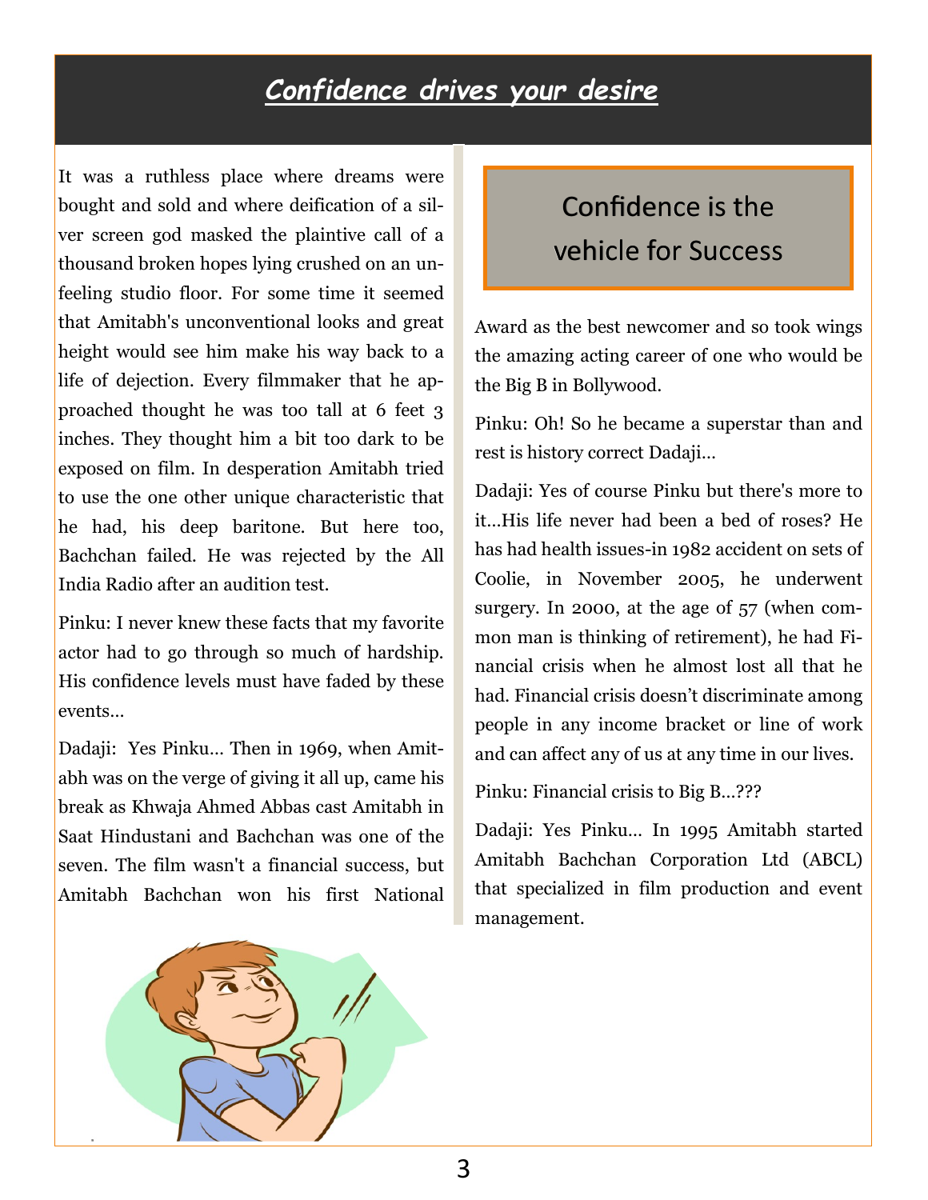## *Confidence drives your desire*

It was a ruthless place where dreams were bought and sold and where deification of a silver screen god masked the plaintive call of a thousand broken hopes lying crushed on an unfeeling studio floor. For some time it seemed that Amitabh's unconventional looks and great height would see him make his way back to a life of dejection. Every filmmaker that he approached thought he was too tall at 6 feet 3 inches. They thought him a bit too dark to be exposed on film. In desperation Amitabh tried to use the one other unique characteristic that he had, his deep baritone. But here too, Bachchan failed. He was rejected by the All India Radio after an audition test.

Pinku: I never knew these facts that my favorite actor had to go through so much of hardship. His confidence levels must have faded by these events…

Dadaji: Yes Pinku… Then in 1969, when Amitabh was on the verge of giving it all up, came his break as Khwaja Ahmed Abbas cast Amitabh in Saat Hindustani and Bachchan was one of the seven. The film wasn't a financial success, but Amitabh Bachchan won his first National Award as the best newcomer and so took wings the amazing acting career of one who would be the Big B in Bollywood.

### Confidence is the vehicle for Success

Pinku: Oh! So he became a superstar than and rest is history correct Dadaji…

Dadaji: Yes of course Pinku but there's more to it…His life never had been a bed of roses? He has had health issues-in 1982 accident on sets of Coolie, in November 2005, he underwent surgery. In 2000, at the age of 57 (when common man is thinking of retirement), he had Financial crisis when he almost lost all that he had. Financial crisis doesn't discriminate among people in any income bracket or line of work and can affect any of us at any time in our lives.

Pinku: Financial crisis to Big B…???

Dadaji: Yes Pinku… In 1995 Amitabh started Amitabh Bachchan Corporation Ltd (ABCL) that specialized in film production and event management.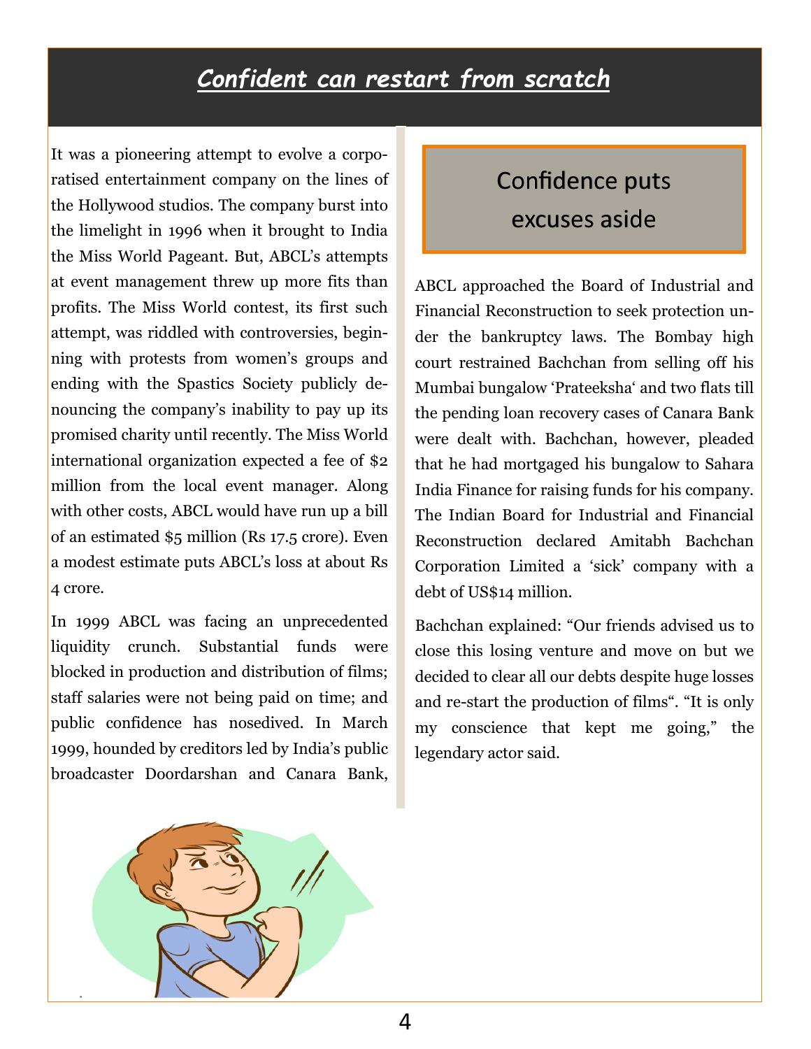# *Confident can restart from scratch*

It was a pioneering attempt to evolve a corporatised entertainment company on the lines of the Hollywood studios. The company burst into the limelight in 1996 when it brought to India the Miss World Pageant. But, ABCL's attempts at event management threw up more fits than profits. The Miss World contest, its first such attempt, was riddled with controversies, beginning with protests from women's groups and ending with the Spastics Society publicly denouncing the company's inability to pay up its promised charity until recently. The Miss World international organization expected a fee of $2 million from the local event manager. Along with other costs, ABCL would have run up a bill of an estimated $5 million (Rs 17.5 crore). Even a modest estimate puts ABCL's loss at about Rs 4 crore.

In 1999 ABCL was facing an unprecedented liquidity crunch. Substantial funds were blocked in production and distribution of films; staff salaries were not being paid on time; and public confidence has nosedived. In March 1999, hounded by creditors led by India's public broadcaster Doordarshan and Canara Bank, ABCL approached the Board of Industrial and Financial Reconstruction to seek protection under the bankruptcy laws. The Bombay high court restrained Bachchan from selling off his Mumbai bungalow 'Prateeksha' and two flats till the pending loan recovery cases of Canara Bank were dealt with. Bachchan, however, pleaded that he had mortgaged his bungalow to Sahara India Finance for raising funds for his company. The Indian Board for Industrial and Financial Reconstruction declared Amitabh Bachchan Corporation Limited a 'sick' company with a debt of US$14 million.

## Confidence puts excuses aside

Bachchan explained: "Our friends advised us to close this losing venture and move on but we decided to clear all our debts despite huge losses and re-start the production of films". "It is only my conscience that kept me going," the legendary actor said.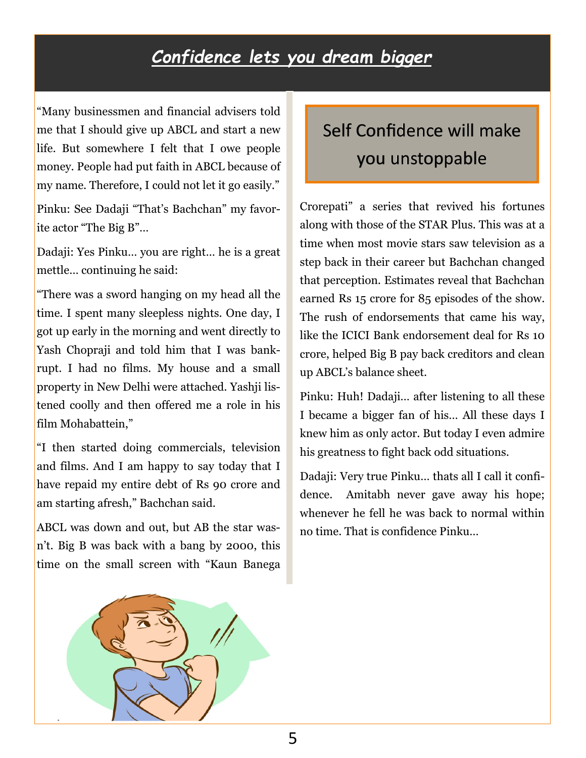# *Confidence lets you dream bigger*

"Many businessmen and financial advisers told me that I should give up ABCL and start a new life. But somewhere I felt that I owe people money. People had put faith in ABCL because of my name. Therefore, I could not let it go easily."

Pinku: See Dadaji "That's Bachchan" my favorite actor "The Big B"…

Dadaji: Yes Pinku… you are right… he is a great mettle… continuing he said:

"There was a sword hanging on my head all the time. I spent many sleepless nights. One day, I got up early in the morning and went directly to Yash Chopraji and told him that I was bankrupt. I had no films. My house and a small property in New Delhi were attached. Yashji listened coolly and then offered me a role in his film Mohabattein,"

"I then started doing commercials, television and films. And I am happy to say today that I have repaid my entire debt of Rs 90 crore and am starting afresh," Bachchan said.

ABCL was down and out, but AB the star wasn't. Big B was back with a bang by 2000, this time on the small screen with "Kaun Banega Crorepati" a series that revived his fortunes along with those of the STAR Plus. This was at a time when most movie stars saw television as a step back in their career but Bachchan changed that perception. Estimates reveal that Bachchan earned Rs 15 crore for 85 episodes of the show. The rush of endorsements that came his way, like the ICICI Bank endorsement deal for Rs 10 crore, helped Big B pay back creditors and clean up ABCL's balance sheet.

## Self Confidence will make you unstoppable

Pinku: Huh! Dadaji… after listening to all these I became a bigger fan of his… All these days I knew him as only actor. But today I even admire his greatness to fight back odd situations.

Dadaji: Very true Pinku… thats all I call it confidence. Amitabh never gave away his hope; whenever he fell he was back to normal within no time. That is confidence Pinku…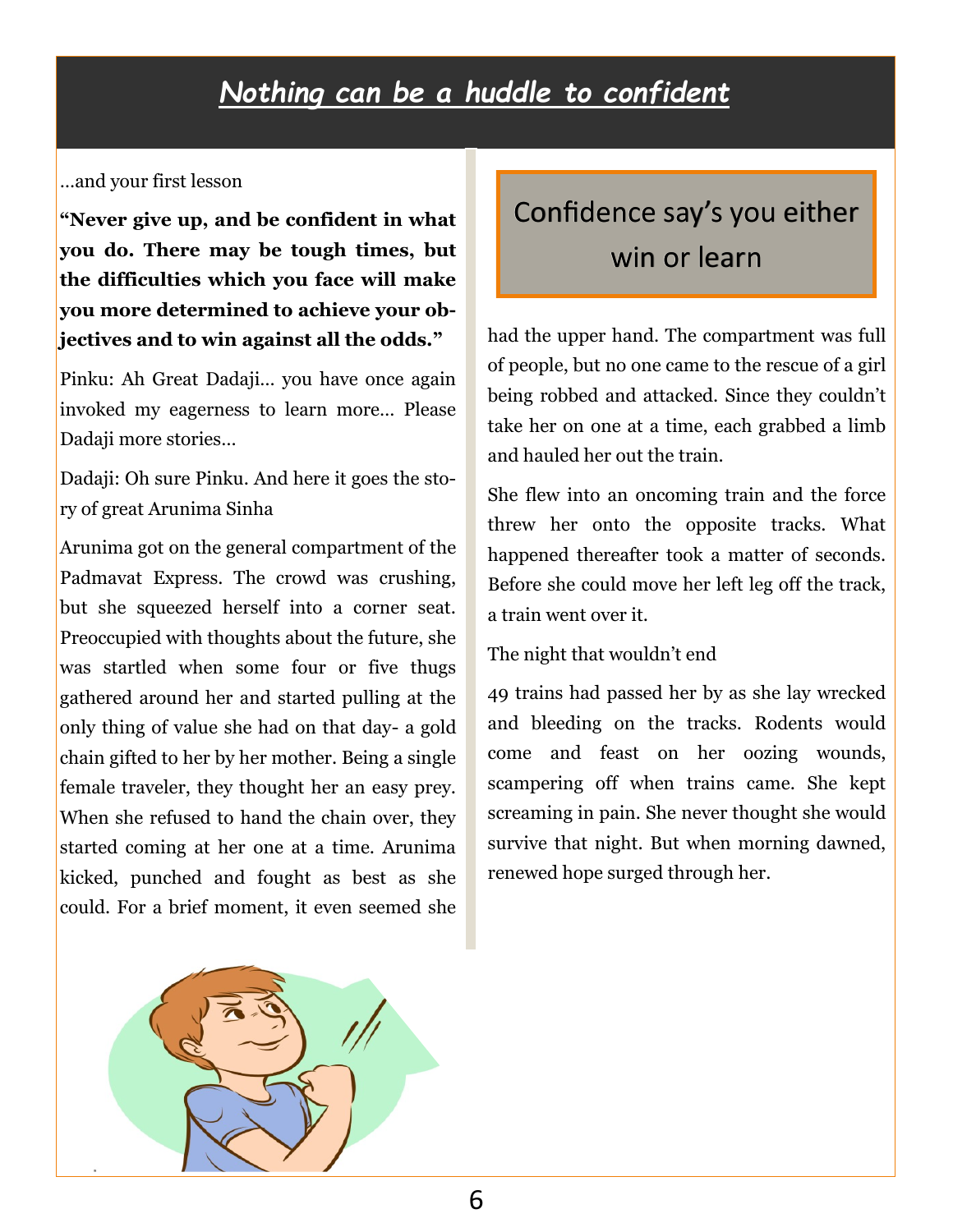# *Nothing can be a huddle to confident*

…and your first lesson

**"Never give up, and be confident in what you do. There may be tough times, but the difficulties which you face will make you more determined to achieve your objectives and to win against all the odds."**

Pinku: Ah Great Dadaji… you have once again invoked my eagerness to learn more… Please Dadaji more stories…

Dadaji: Oh sure Pinku. And here it goes the story of great Arunima Sinha

Arunima got on the general compartment of the Padmavat Express. The crowd was crushing, but she squeezed herself into a corner seat. Preoccupied with thoughts about the future, she was startled when some four or five thugs gathered around her and started pulling at the only thing of value she had on that day- a gold chain gifted to her by her mother. Being a single female traveler, they thought her an easy prey. When she refused to hand the chain over, they started coming at her one at a time. Arunima kicked, punched and fought as best as she could. For a brief moment, it even seemed she had the upper hand. The compartment was full of people, but no one came to the rescue of a girl being robbed and attacked. Since they couldn't take her on one at a time, each grabbed a limb and hauled her out the train.

> Confidence say's you either win or learn

She flew into an oncoming train and the force threw her onto the opposite tracks. What happened thereafter took a matter of seconds. Before she could move her left leg off the track, a train went over it.

The night that wouldn't end

49 trains had passed her by as she lay wrecked and bleeding on the tracks. Rodents would come and feast on her oozing wounds, scampering off when trains came. She kept screaming in pain. She never thought she would survive that night. But when morning dawned, renewed hope surged through her.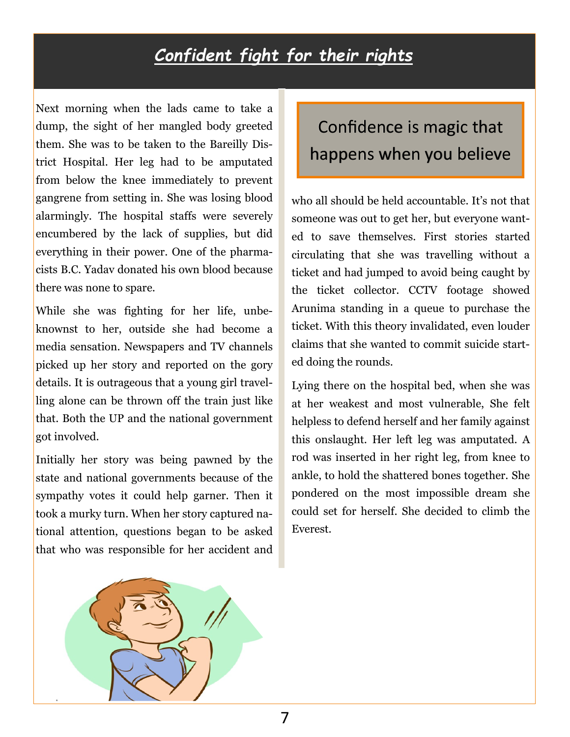# *Confident fight for their rights*

Next morning when the lads came to take a dump, the sight of her mangled body greeted them. She was to be taken to the Bareilly District Hospital. Her leg had to be amputated from below the knee immediately to prevent gangrene from setting in. She was losing blood alarmingly. The hospital staffs were severely encumbered by the lack of supplies, but did everything in their power. One of the pharmacists B.C. Yadav donated his own blood because there was none to spare.

While she was fighting for her life, unbeknownst to her, outside she had become a media sensation. Newspapers and TV channels picked up her story and reported on the gory details. It is outrageous that a young girl travelling alone can be thrown off the train just like that. Both the UP and the national government got involved.

Initially her story was being pawned by the state and national governments because of the sympathy votes it could help garner. Then it took a murky turn. When her story captured national attention, questions began to be asked that who was responsible for her accident and who all should be held accountable. It's not that someone was out to get her, but everyone wanted to save themselves. First stories started circulating that she was travelling without a ticket and had jumped to avoid being caught by the ticket collector. CCTV footage showed Arunima standing in a queue to purchase the ticket. With this theory invalidated, even louder claims that she wanted to commit suicide started doing the rounds.

> Confidence is magic that happens when you believe

Lying there on the hospital bed, when she was at her weakest and most vulnerable, She felt helpless to defend herself and her family against this onslaught. Her left leg was amputated. A rod was inserted in her right leg, from knee to ankle, to hold the shattered bones together. She pondered on the most impossible dream she could set for herself. She decided to climb the Everest.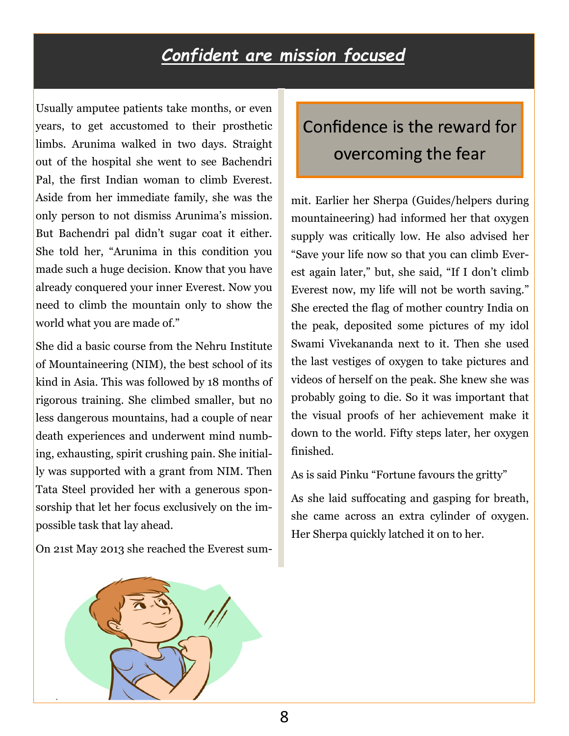## *Confident are mission focused*

Usually amputee patients take months, or even years, to get accustomed to their prosthetic limbs. Arunima walked in two days. Straight out of the hospital she went to see Bachendri Pal, the first Indian woman to climb Everest. Aside from her immediate family, she was the only person to not dismiss Arunima's mission. But Bachendri pal didn't sugar coat it either. She told her, "Arunima in this condition you made such a huge decision. Know that you have already conquered your inner Everest. Now you need to climb the mountain only to show the world what you are made of."

She did a basic course from the Nehru Institute of Mountaineering (NIM), the best school of its kind in Asia. This was followed by 18 months of rigorous training. She climbed smaller, but no less dangerous mountains, had a couple of near death experiences and underwent mind numbing, exhausting, spirit crushing pain. She initially was supported with a grant from NIM. Then Tata Steel provided her with a generous sponsorship that let her focus exclusively on the impossible task that lay ahead.

On 21st May 2013 she reached the Everest summit. Earlier her Sherpa (Guides/helpers during mountaineering) had informed her that oxygen supply was critically low. He also advised her "Save your life now so that you can climb Everest again later," but, she said, "If I don't climb Everest now, my life will not be worth saving." She erected the flag of mother country India on the peak, deposited some pictures of my idol Swami Vivekananda next to it. Then she used the last vestiges of oxygen to take pictures and videos of herself on the peak. She knew she was probably going to die. So it was important that the visual proofs of her achievement make it down to the world. Fifty steps later, her oxygen finished.

> Confidence is the reward for overcoming the fear

As is said Pinku "Fortune favours the gritty"

As she laid suffocating and gasping for breath, she came across an extra cylinder of oxygen. Her Sherpa quickly latched it on to her.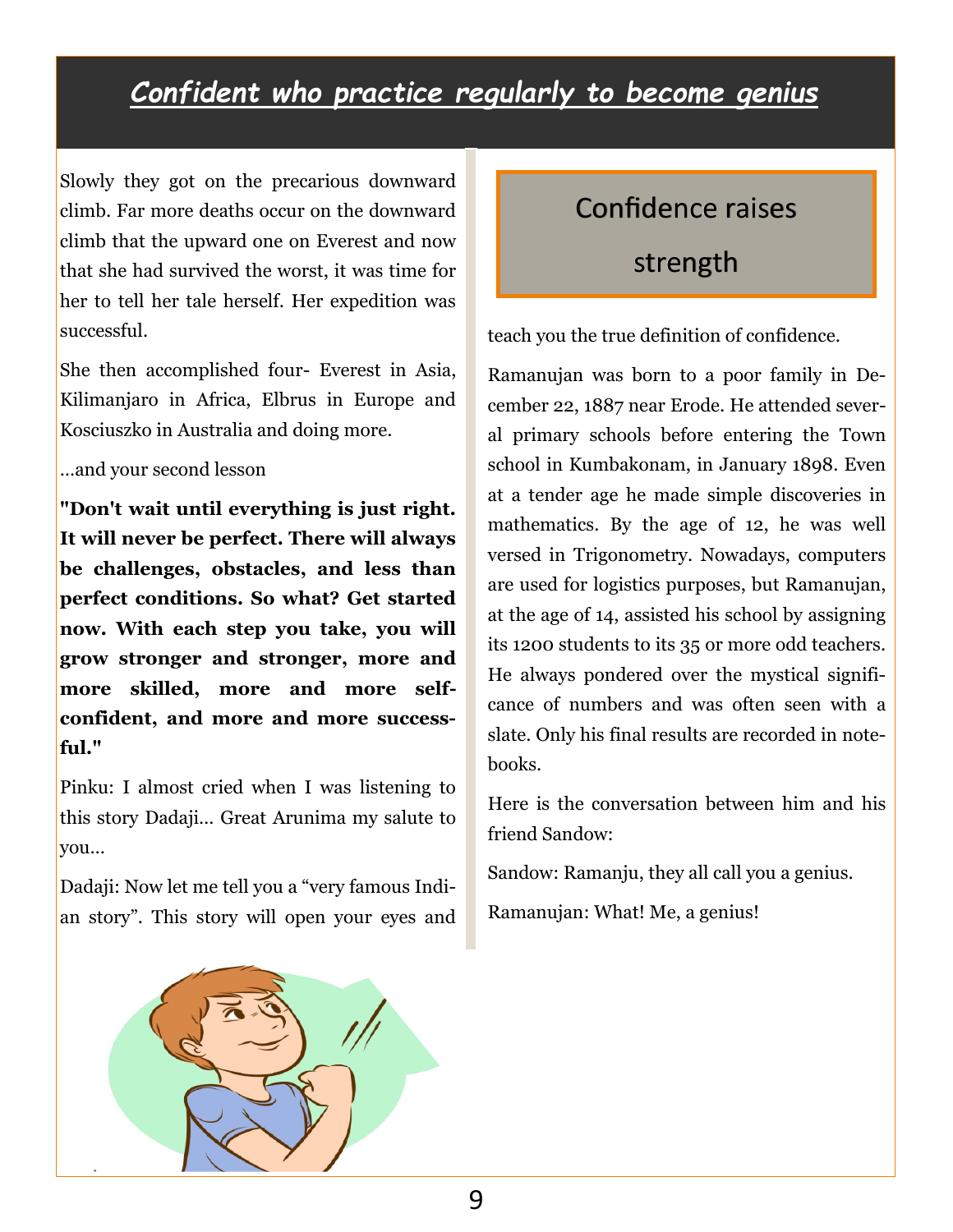## *Confident who practice regularly to become genius*

Slowly they got on the precarious downward climb. Far more deaths occur on the downward climb that the upward one on Everest and now that she had survived the worst, it was time for her to tell her tale herself. Her expedition was successful.

She then accomplished four- Everest in Asia, Kilimanjaro in Africa, Elbrus in Europe and Kosciuszko in Australia and doing more.

...and your second lesson

**"Don't wait until everything is just right. It will never be perfect. There will always be challenges, obstacles, and less than perfect conditions. So what? Get started now. With each step you take, you will grow stronger and stronger, more and more skilled, more and more self-confident, and more and more successful."**

Pinku: I almost cried when I was listening to this story Dadaji... Great Arunima my salute to you...

Dadaji: Now let me tell you a “very famous Indian story”. This story will open your eyes and teach you the true definition of confidence.

### Confidence raises strength

Ramanujan was born to a poor family in December 22, 1887 near Erode. He attended several primary schools before entering the Town school in Kumbakonam, in January 1898. Even at a tender age he made simple discoveries in mathematics. By the age of 12, he was well versed in Trigonometry. Nowadays, computers are used for logistics purposes, but Ramanujan, at the age of 14, assisted his school by assigning its 1200 students to its 35 or more odd teachers. He always pondered over the mystical significance of numbers and was often seen with a slate. Only his final results are recorded in notebooks.

Here is the conversation between him and his friend Sandow:

Sandow: Ramanju, they all call you a genius.

Ramanujan: What! Me, a genius!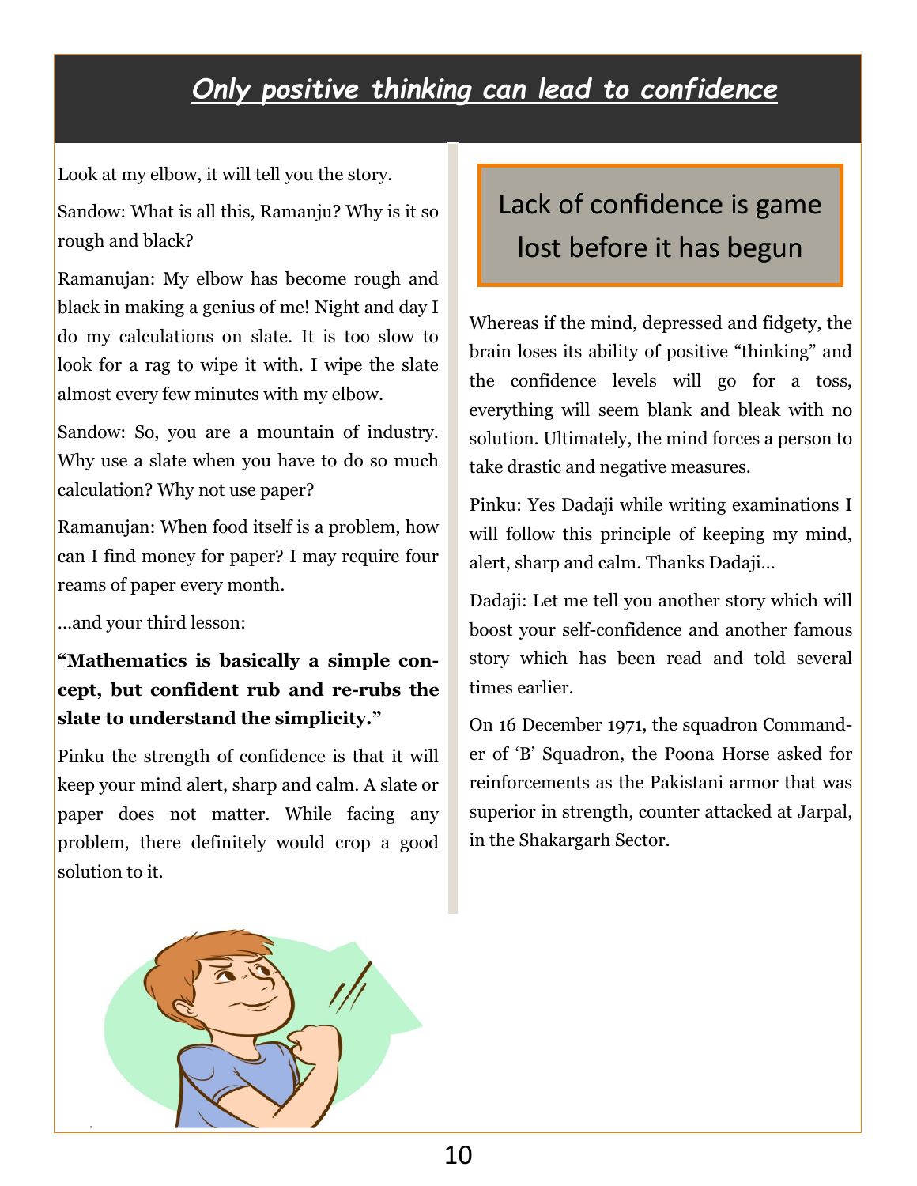# *Only positive thinking can lead to confidence*

Look at my elbow, it will tell you the story.

Sandow: What is all this, Ramanju? Why is it so rough and black?

Ramanujan: My elbow has become rough and black in making a genius of me! Night and day I do my calculations on slate. It is too slow to look for a rag to wipe it with. I wipe the slate almost every few minutes with my elbow.

Sandow: So, you are a mountain of industry. Why use a slate when you have to do so much calculation? Why not use paper?

Ramanujan: When food itself is a problem, how can I find money for paper? I may require four reams of paper every month.

…and your third lesson:

**"Mathematics is basically a simple concept, but confident rub and re-rubs the slate to understand the simplicity."**

Pinku the strength of confidence is that it will keep your mind alert, sharp and calm. A slate or paper does not matter. While facing any problem, there definitely would crop a good solution to it.

> Lack of confidence is game lost before it has begun

Whereas if the mind, depressed and fidgety, the brain loses its ability of positive "thinking" and the confidence levels will go for a toss, everything will seem blank and bleak with no solution. Ultimately, the mind forces a person to take drastic and negative measures.

Pinku: Yes Dadaji while writing examinations I will follow this principle of keeping my mind, alert, sharp and calm. Thanks Dadaji…

Dadaji: Let me tell you another story which will boost your self-confidence and another famous story which has been read and told several times earlier.

On 16 December 1971, the squadron Commander of 'B' Squadron, the Poona Horse asked for reinforcements as the Pakistani armor that was superior in strength, counter attacked at Jarpal, in the Shakargarh Sector.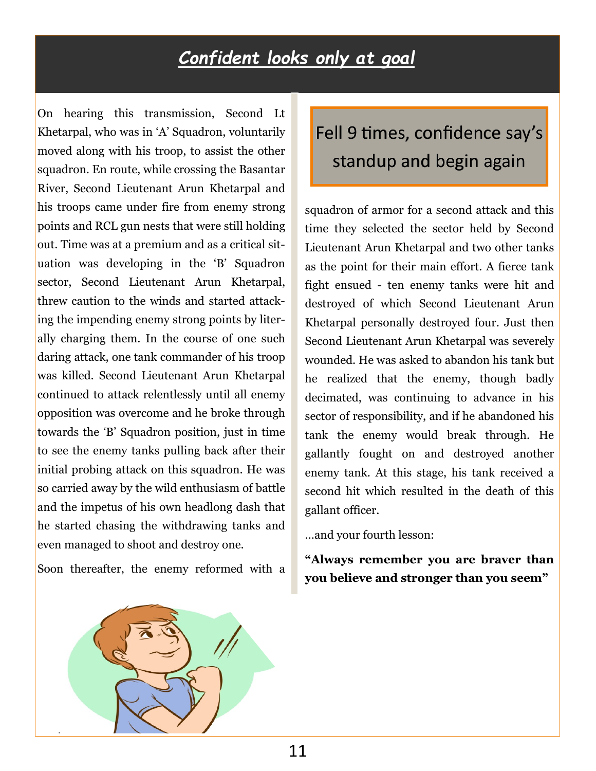## *Confident looks only at goal*

On hearing this transmission, Second Lt Khetarpal, who was in 'A' Squadron, voluntarily moved along with his troop, to assist the other squadron. En route, while crossing the Basantar River, Second Lieutenant Arun Khetarpal and his troops came under fire from enemy strong points and RCL gun nests that were still holding out. Time was at a premium and as a critical situation was developing in the 'B' Squadron sector, Second Lieutenant Arun Khetarpal, threw caution to the winds and started attacking the impending enemy strong points by literally charging them. In the course of one such daring attack, one tank commander of his troop was killed. Second Lieutenant Arun Khetarpal continued to attack relentlessly until all enemy opposition was overcome and he broke through towards the 'B' Squadron position, just in time to see the enemy tanks pulling back after their initial probing attack on this squadron. He was so carried away by the wild enthusiasm of battle and the impetus of his own headlong dash that he started chasing the withdrawing tanks and even managed to shoot and destroy one.

Soon thereafter, the enemy reformed with a squadron of armor for a second attack and this time they selected the sector held by Second Lieutenant Arun Khetarpal and two other tanks as the point for their main effort. A fierce tank fight ensued - ten enemy tanks were hit and destroyed of which Second Lieutenant Arun Khetarpal personally destroyed four. Just then Second Lieutenant Arun Khetarpal was severely wounded. He was asked to abandon his tank but he realized that the enemy, though badly decimated, was continuing to advance in his sector of responsibility, and if he abandoned his tank the enemy would break through. He gallantly fought on and destroyed another enemy tank. At this stage, his tank received a second hit which resulted in the death of this gallant officer.

> Fell 9 times, confidence say's standup and begin again

…and your fourth lesson:

**"Always remember you are braver than you believe and stronger than you seem"**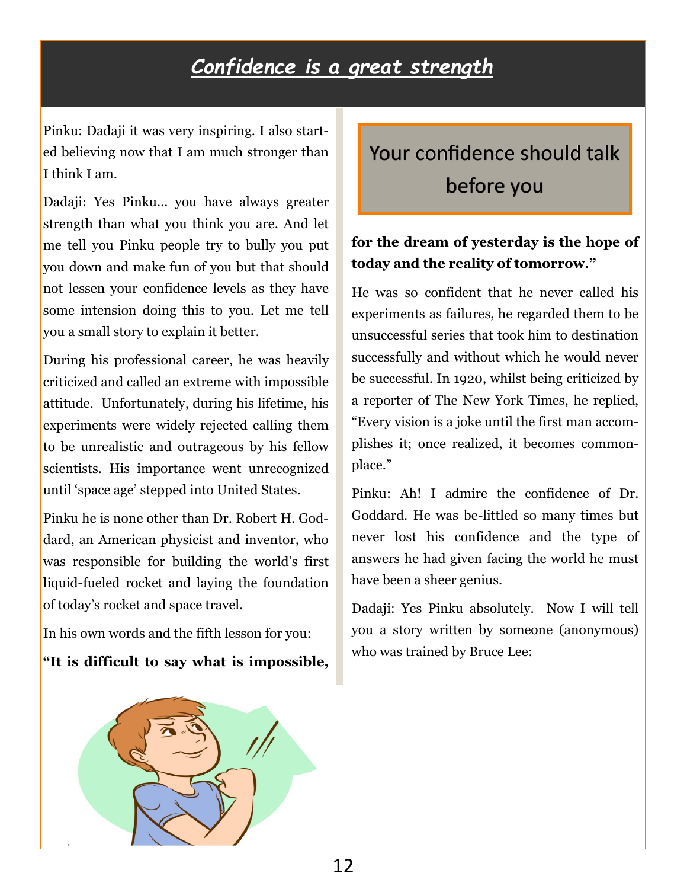# *Confidence is a great strength*

Pinku: Dadaji it was very inspiring. I also started believing now that I am much stronger than I think I am.

Dadaji: Yes Pinku… you have always greater strength than what you think you are. And let me tell you Pinku people try to bully you put you down and make fun of you but that should not lessen your confidence levels as they have some intension doing this to you. Let me tell you a small story to explain it better.

During his professional career, he was heavily criticized and called an extreme with impossible attitude. Unfortunately, during his lifetime, his experiments were widely rejected calling them to be unrealistic and outrageous by his fellow scientists. His importance went unrecognized until 'space age' stepped into United States.

Pinku he is none other than Dr. Robert H. Goddard, an American physicist and inventor, who was responsible for building the world's first liquid-fueled rocket and laying the foundation of today's rocket and space travel.

In his own words and the fifth lesson for you:

**"It is difficult to say what is impossible, for the dream of yesterday is the hope of today and the reality of tomorrow."**

Your confidence should talk before you

He was so confident that he never called his experiments as failures, he regarded them to be unsuccessful series that took him to destination successfully and without which he would never be successful. In 1920, whilst being criticized by a reporter of The New York Times, he replied, "Every vision is a joke until the first man accomplishes it; once realized, it becomes commonplace."

Pinku: Ah! I admire the confidence of Dr. Goddard. He was be-littled so many times but never lost his confidence and the type of answers he had given facing the world he must have been a sheer genius.

Dadaji: Yes Pinku absolutely. Now I will tell you a story written by someone (anonymous) who was trained by Bruce Lee: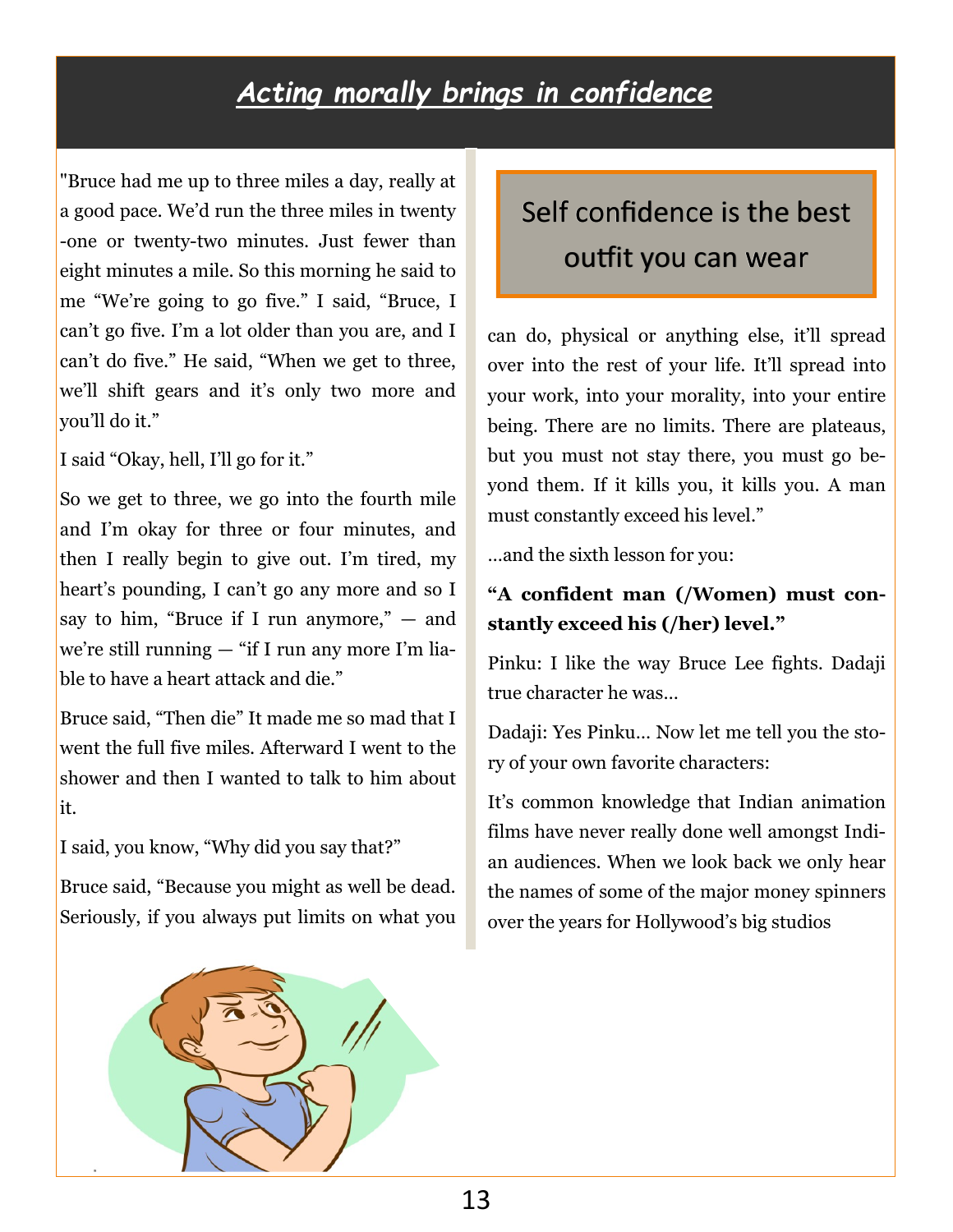# *Acting morally brings in confidence*

"Bruce had me up to three miles a day, really at a good pace. We'd run the three miles in twenty-one or twenty-two minutes. Just fewer than eight minutes a mile. So this morning he said to me "We're going to go five." I said, "Bruce, I can't go five. I'm a lot older than you are, and I can't do five." He said, "When we get to three, we'll shift gears and it's only two more and you'll do it."

I said "Okay, hell, I'll go for it."

So we get to three, we go into the fourth mile and I'm okay for three or four minutes, and then I really begin to give out. I'm tired, my heart's pounding, I can't go any more and so I say to him, "Bruce if I run anymore," — and we're still running — "if I run any more I'm liable to have a heart attack and die."

Bruce said, "Then die" It made me so mad that I went the full five miles. Afterward I went to the shower and then I wanted to talk to him about it.

I said, you know, "Why did you say that?"

Bruce said, "Because you might as well be dead. Seriously, if you always put limits on what you can do, physical or anything else, it'll spread over into the rest of your life. It'll spread into your work, into your morality, into your entire being. There are no limits. There are plateaus, but you must not stay there, you must go beyond them. If it kills you, it kills you. A man must constantly exceed his level."

> Self confidence is the best outfit you can wear

…and the sixth lesson for you:

**"A confident man (/Women) must constantly exceed his (/her) level."**

Pinku: I like the way Bruce Lee fights. Dadaji true character he was…

Dadaji: Yes Pinku… Now let me tell you the story of your own favorite characters:

It's common knowledge that Indian animation films have never really done well amongst Indian audiences. When we look back we only hear the names of some of the major money spinners over the years for Hollywood's big studios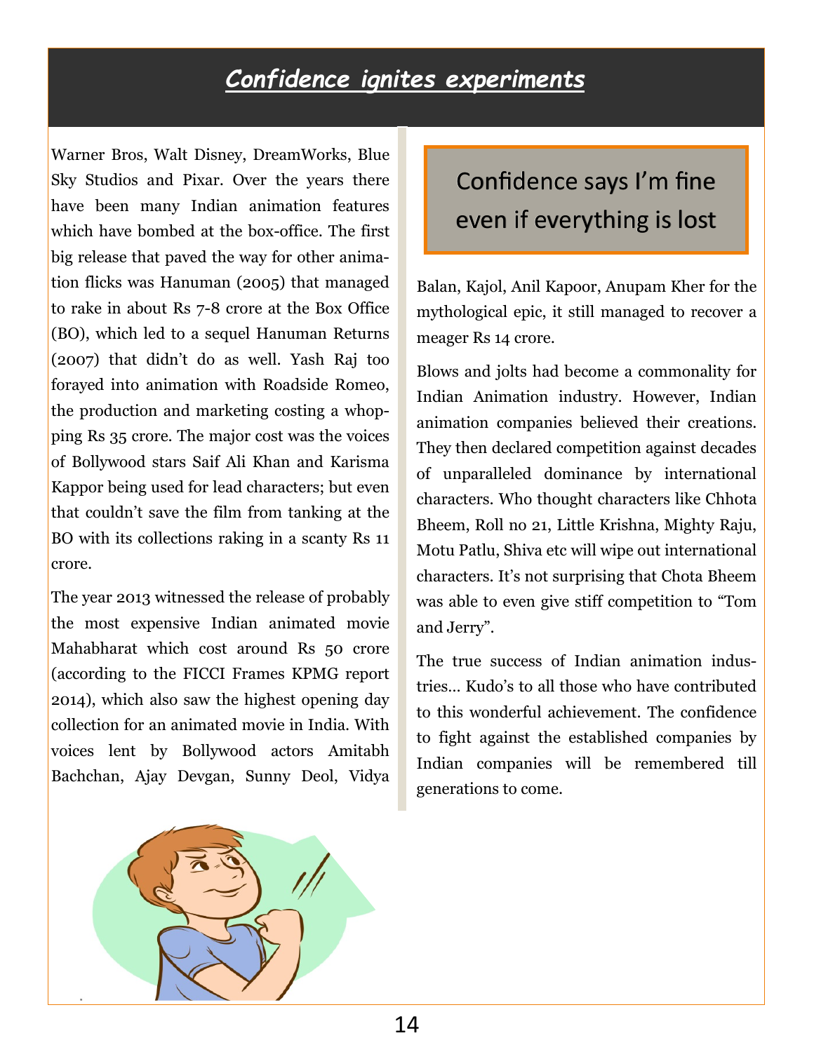## *Confidence ignites experiments*

Warner Bros, Walt Disney, DreamWorks, Blue Sky Studios and Pixar. Over the years there have been many Indian animation features which have bombed at the box-office. The first big release that paved the way for other animation flicks was Hanuman (2005) that managed to rake in about Rs 7-8 crore at the Box Office (BO), which led to a sequel Hanuman Returns (2007) that didn't do as well. Yash Raj too forayed into animation with Roadside Romeo, the production and marketing costing a whopping Rs 35 crore. The major cost was the voices of Bollywood stars Saif Ali Khan and Karisma Kappor being used for lead characters; but even that couldn't save the film from tanking at the BO with its collections raking in a scanty Rs 11 crore.

The year 2013 witnessed the release of probably the most expensive Indian animated movie Mahabharat which cost around Rs 50 crore (according to the FICCI Frames KPMG report 2014), which also saw the highest opening day collection for an animated movie in India. With voices lent by Bollywood actors Amitabh Bachchan, Ajay Devgan, Sunny Deol, Vidya Balan, Kajol, Anil Kapoor, Anupam Kher for the mythological epic, it still managed to recover a meager Rs 14 crore.

> Confidence says I'm fine even if everything is lost

Blows and jolts had become a commonality for Indian Animation industry. However, Indian animation companies believed their creations. They then declared competition against decades of unparalleled dominance by international characters. Who thought characters like Chhota Bheem, Roll no 21, Little Krishna, Mighty Raju, Motu Patlu, Shiva etc will wipe out international characters. It's not surprising that Chota Bheem was able to even give stiff competition to "Tom and Jerry".

The true success of Indian animation industries… Kudo's to all those who have contributed to this wonderful achievement. The confidence to fight against the established companies by Indian companies will be remembered till generations to come.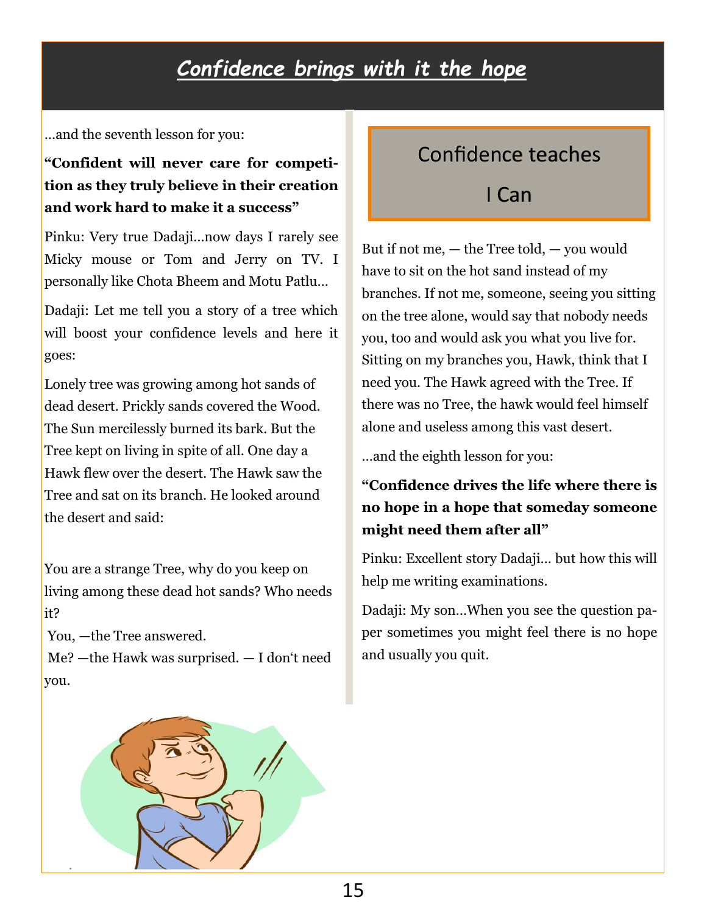# *Confidence brings with it the hope*

…and the seventh lesson for you:

**"Confident will never care for competition as they truly believe in their creation and work hard to make it a success"**

Pinku: Very true Dadaji…now days I rarely see Micky mouse or Tom and Jerry on TV. I personally like Chota Bheem and Motu Patlu…

Dadaji: Let me tell you a story of a tree which will boost your confidence levels and here it goes:

Lonely tree was growing among hot sands of dead desert. Prickly sands covered the Wood. The Sun mercilessly burned its bark. But the Tree kept on living in spite of all. One day a Hawk flew over the desert. The Hawk saw the Tree and sat on its branch. He looked around the desert and said:

You are a strange Tree, why do you keep on living among these dead hot sands? Who needs it?

You, —the Tree answered.

Me? —the Hawk was surprised. — I don't need you.

Confidence teaches

I Can

But if not me, — the Tree told, — you would have to sit on the hot sand instead of my branches. If not me, someone, seeing you sitting on the tree alone, would say that nobody needs you, too and would ask you what you live for. Sitting on my branches you, Hawk, think that I need you. The Hawk agreed with the Tree. If there was no Tree, the hawk would feel himself alone and useless among this vast desert.

…and the eighth lesson for you:

**"Confidence drives the life where there is no hope in a hope that someday someone might need them after all"**

Pinku: Excellent story Dadaji… but how this will help me writing examinations.

Dadaji: My son…When you see the question paper sometimes you might feel there is no hope and usually you quit.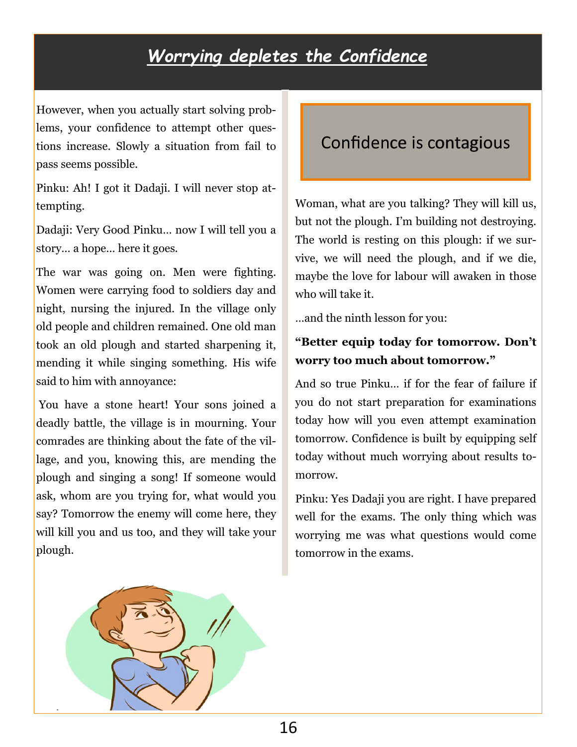# *Worrying depletes the Confidence*

However, when you actually start solving problems, your confidence to attempt other questions increase. Slowly a situation from fail to pass seems possible.

Pinku: Ah! I got it Dadaji. I will never stop attempting.

Dadaji: Very Good Pinku… now I will tell you a story… a hope… here it goes.

The war was going on. Men were fighting. Women were carrying food to soldiers day and night, nursing the injured. In the village only old people and children remained. One old man took an old plough and started sharpening it, mending it while singing something. His wife said to him with annoyance:

You have a stone heart! Your sons joined a deadly battle, the village is in mourning. Your comrades are thinking about the fate of the village, and you, knowing this, are mending the plough and singing a song! If someone would ask, whom are you trying for, what would you say? Tomorrow the enemy will come here, they will kill you and us too, and they will take your plough.

Confidence is contagious

Woman, what are you talking? They will kill us, but not the plough. I'm building not destroying. The world is resting on this plough: if we survive, we will need the plough, and if we die, maybe the love for labour will awaken in those who will take it.

…and the ninth lesson for you:

**"Better equip today for tomorrow. Don't worry too much about tomorrow."**

And so true Pinku… if for the fear of failure if you do not start preparation for examinations today how will you even attempt examination tomorrow. Confidence is built by equipping self today without much worrying about results tomorrow.

Pinku: Yes Dadaji you are right. I have prepared well for the exams. The only thing which was worrying me was what questions would come tomorrow in the exams.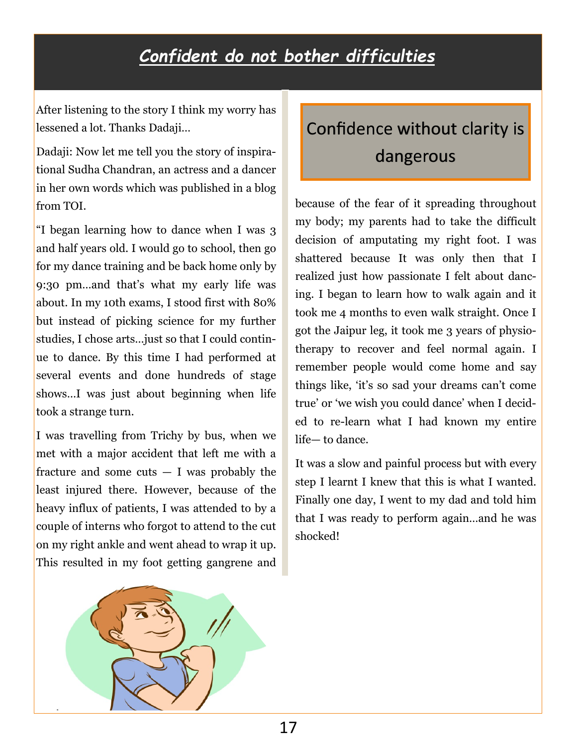# *Confident do not bother difficulties*

After listening to the story I think my worry has lessened a lot. Thanks Dadaji…

Dadaji: Now let me tell you the story of inspirational Sudha Chandran, an actress and a dancer in her own words which was published in a blog from TOI.

"I began learning how to dance when I was 3 and half years old. I would go to school, then go for my dance training and be back home only by 9:30 pm…and that's what my early life was about. In my 10th exams, I stood first with 80% but instead of picking science for my further studies, I chose arts…just so that I could continue to dance. By this time I had performed at several events and done hundreds of stage shows…I was just about beginning when life took a strange turn.

I was travelling from Trichy by bus, when we met with a major accident that left me with a fracture and some cuts — I was probably the least injured there. However, because of the heavy influx of patients, I was attended to by a couple of interns who forgot to attend to the cut on my right ankle and went ahead to wrap it up. This resulted in my foot getting gangrene and because of the fear of it spreading throughout my body; my parents had to take the difficult decision of amputating my right foot. I was shattered because It was only then that I realized just how passionate I felt about dancing. I began to learn how to walk again and it took me 4 months to even walk straight. Once I got the Jaipur leg, it took me 3 years of physiotherapy to recover and feel normal again. I remember people would come home and say things like, 'it's so sad your dreams can't come true' or 'we wish you could dance' when I decided to re-learn what I had known my entire life— to dance.

It was a slow and painful process but with every step I learnt I knew that this is what I wanted. Finally one day, I went to my dad and told him that I was ready to perform again…and he was shocked!

**Confidence without clarity is dangerous**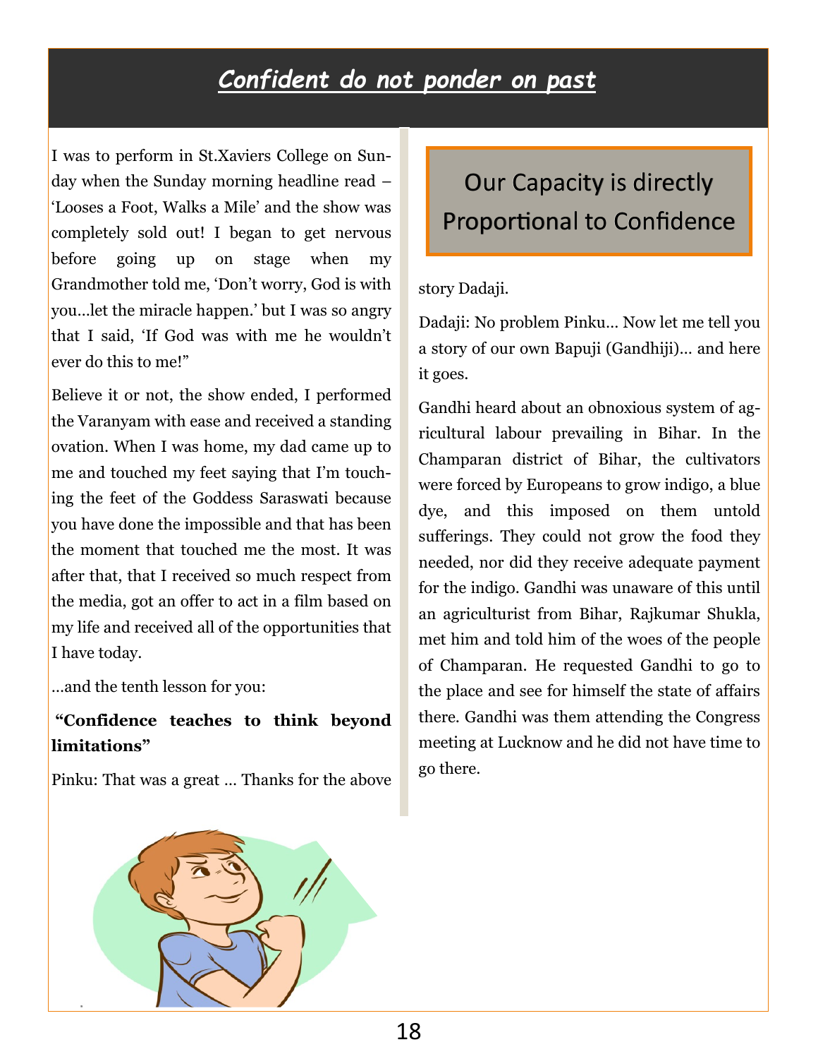# *Confident do not ponder on past*

I was to perform in St.Xaviers College on Sunday when the Sunday morning headline read – 'Looses a Foot, Walks a Mile' and the show was completely sold out! I began to get nervous before going up on stage when my Grandmother told me, 'Don't worry, God is with you…let the miracle happen.' but I was so angry that I said, 'If God was with me he wouldn't ever do this to me!"

Believe it or not, the show ended, I performed the Varanyam with ease and received a standing ovation. When I was home, my dad came up to me and touched my feet saying that I'm touching the feet of the Goddess Saraswati because you have done the impossible and that has been the moment that touched me the most. It was after that, that I received so much respect from the media, got an offer to act in a film based on my life and received all of the opportunities that I have today.

…and the tenth lesson for you:

**"Confidence teaches to think beyond limitations"**

Pinku: That was a great … Thanks for the above story Dadaji.

## Our Capacity is directly Proportional to Confidence

Dadaji: No problem Pinku… Now let me tell you a story of our own Bapuji (Gandhiji)… and here it goes.

Gandhi heard about an obnoxious system of agricultural labour prevailing in Bihar. In the Champaran district of Bihar, the cultivators were forced by Europeans to grow indigo, a blue dye, and this imposed on them untold sufferings. They could not grow the food they needed, nor did they receive adequate payment for the indigo. Gandhi was unaware of this until an agriculturist from Bihar, Rajkumar Shukla, met him and told him of the woes of the people of Champaran. He requested Gandhi to go to the place and see for himself the state of affairs there. Gandhi was them attending the Congress meeting at Lucknow and he did not have time to go there.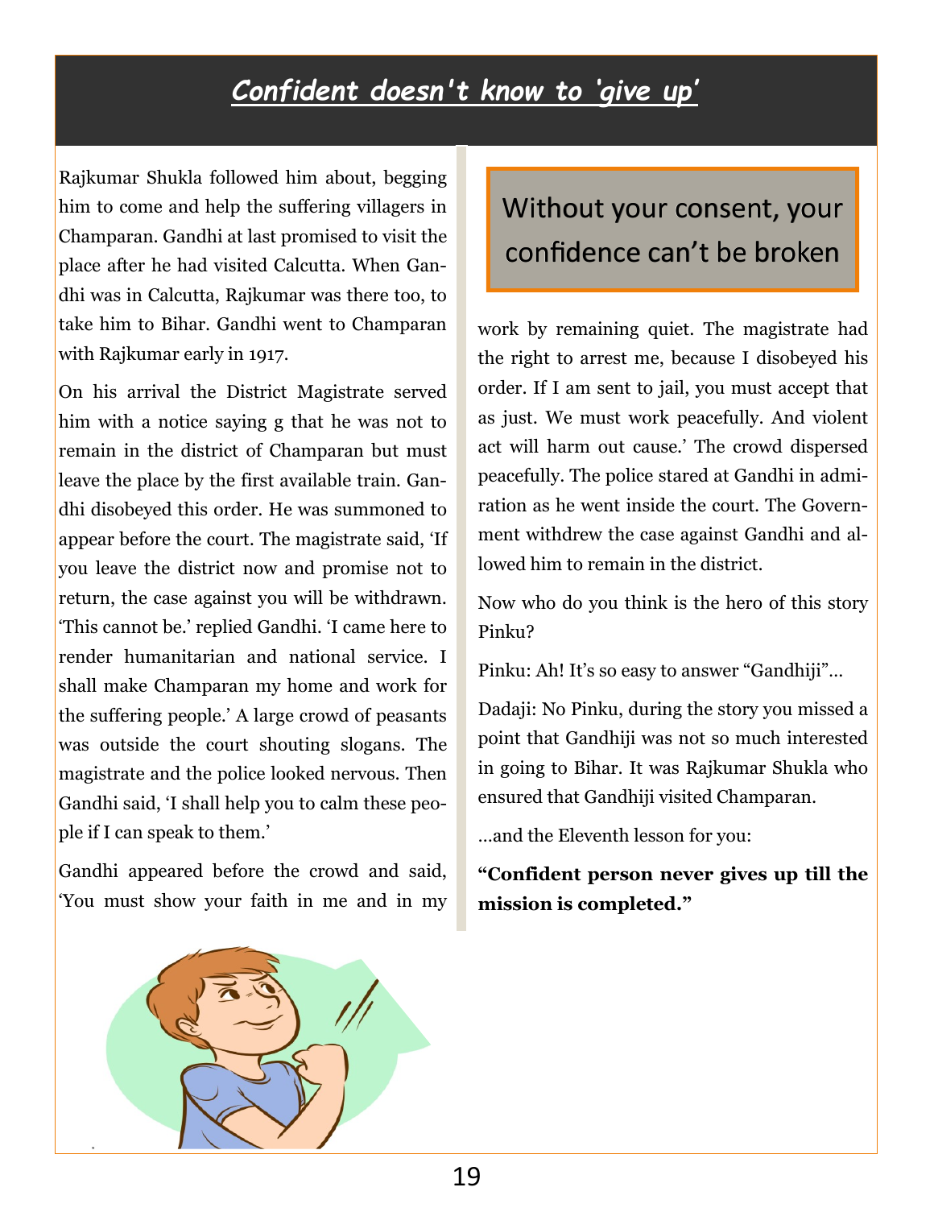# *Confident doesn't know to 'give up'*

Rajkumar Shukla followed him about, begging him to come and help the suffering villagers in Champaran. Gandhi at last promised to visit the place after he had visited Calcutta. When Gandhi was in Calcutta, Rajkumar was there too, to take him to Bihar. Gandhi went to Champaran with Rajkumar early in 1917.

On his arrival the District Magistrate served him with a notice saying g that he was not to remain in the district of Champaran but must leave the place by the first available train. Gandhi disobeyed this order. He was summoned to appear before the court. The magistrate said, 'If you leave the district now and promise not to return, the case against you will be withdrawn. 'This cannot be.' replied Gandhi. 'I came here to render humanitarian and national service. I shall make Champaran my home and work for the suffering people.' A large crowd of peasants was outside the court shouting slogans. The magistrate and the police looked nervous. Then Gandhi said, 'I shall help you to calm these people if I can speak to them.'

Gandhi appeared before the crowd and said, 'You must show your faith in me and in my work by remaining quiet. The magistrate had the right to arrest me, because I disobeyed his order. If I am sent to jail, you must accept that as just. We must work peacefully. And violent act will harm out cause.' The crowd dispersed peacefully. The police stared at Gandhi in admiration as he went inside the court. The Government withdrew the case against Gandhi and allowed him to remain in the district.

> Without your consent, your confidence can't be broken

Now who do you think is the hero of this story Pinku?

Pinku: Ah! It's so easy to answer "Gandhiji"...

Dadaji: No Pinku, during the story you missed a point that Gandhiji was not so much interested in going to Bihar. It was Rajkumar Shukla who ensured that Gandhiji visited Champaran.

...and the Eleventh lesson for you:

**"Confident person never gives up till the mission is completed."**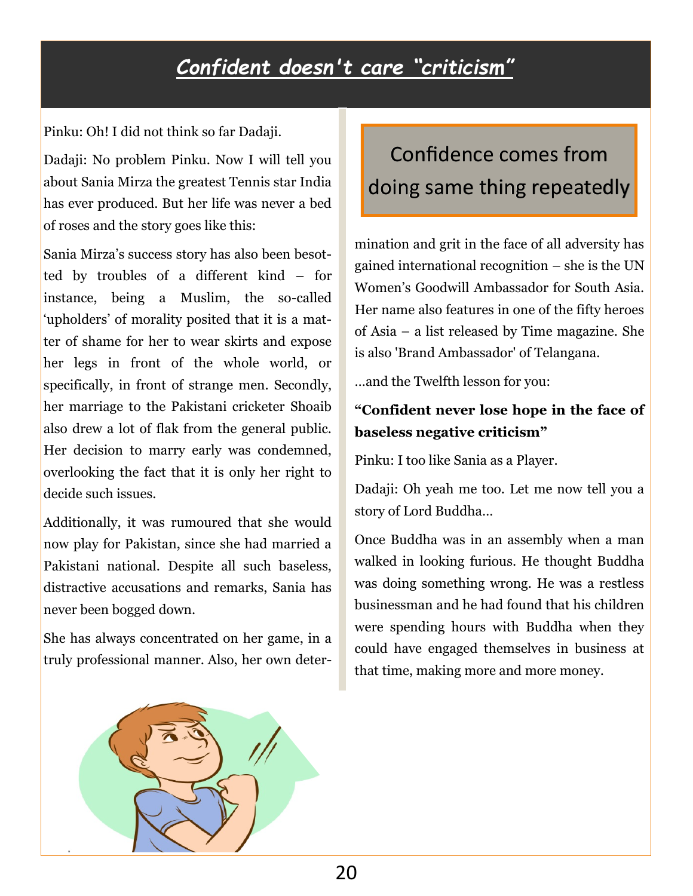## *Confident doesn't care "criticism"*

Pinku: Oh! I did not think so far Dadaji.

Dadaji: No problem Pinku. Now I will tell you about Sania Mirza the greatest Tennis star India has ever produced. But her life was never a bed of roses and the story goes like this:

Sania Mirza's success story has also been besotted by troubles of a different kind – for instance, being a Muslim, the so-called 'upholders' of morality posited that it is a matter of shame for her to wear skirts and expose her legs in front of the whole world, or specifically, in front of strange men. Secondly, her marriage to the Pakistani cricketer Shoaib also drew a lot of flak from the general public. Her decision to marry early was condemned, overlooking the fact that it is only her right to decide such issues.

Additionally, it was rumoured that she would now play for Pakistan, since she had married a Pakistani national. Despite all such baseless, distractive accusations and remarks, Sania has never been bogged down.

She has always concentrated on her game, in a truly professional manner. Also, her own determination and grit in the face of all adversity has gained international recognition – she is the UN Women's Goodwill Ambassador for South Asia. Her name also features in one of the fifty heroes of Asia – a list released by Time magazine. She is also 'Brand Ambassador' of Telangana.

> Confidence comes from doing same thing repeatedly

...and the Twelfth lesson for you:

**"Confident never lose hope in the face of baseless negative criticism"**

Pinku: I too like Sania as a Player.

Dadaji: Oh yeah me too. Let me now tell you a story of Lord Buddha...

Once Buddha was in an assembly when a man walked in looking furious. He thought Buddha was doing something wrong. He was a restless businessman and he had found that his children were spending hours with Buddha when they could have engaged themselves in business at that time, making more and more money.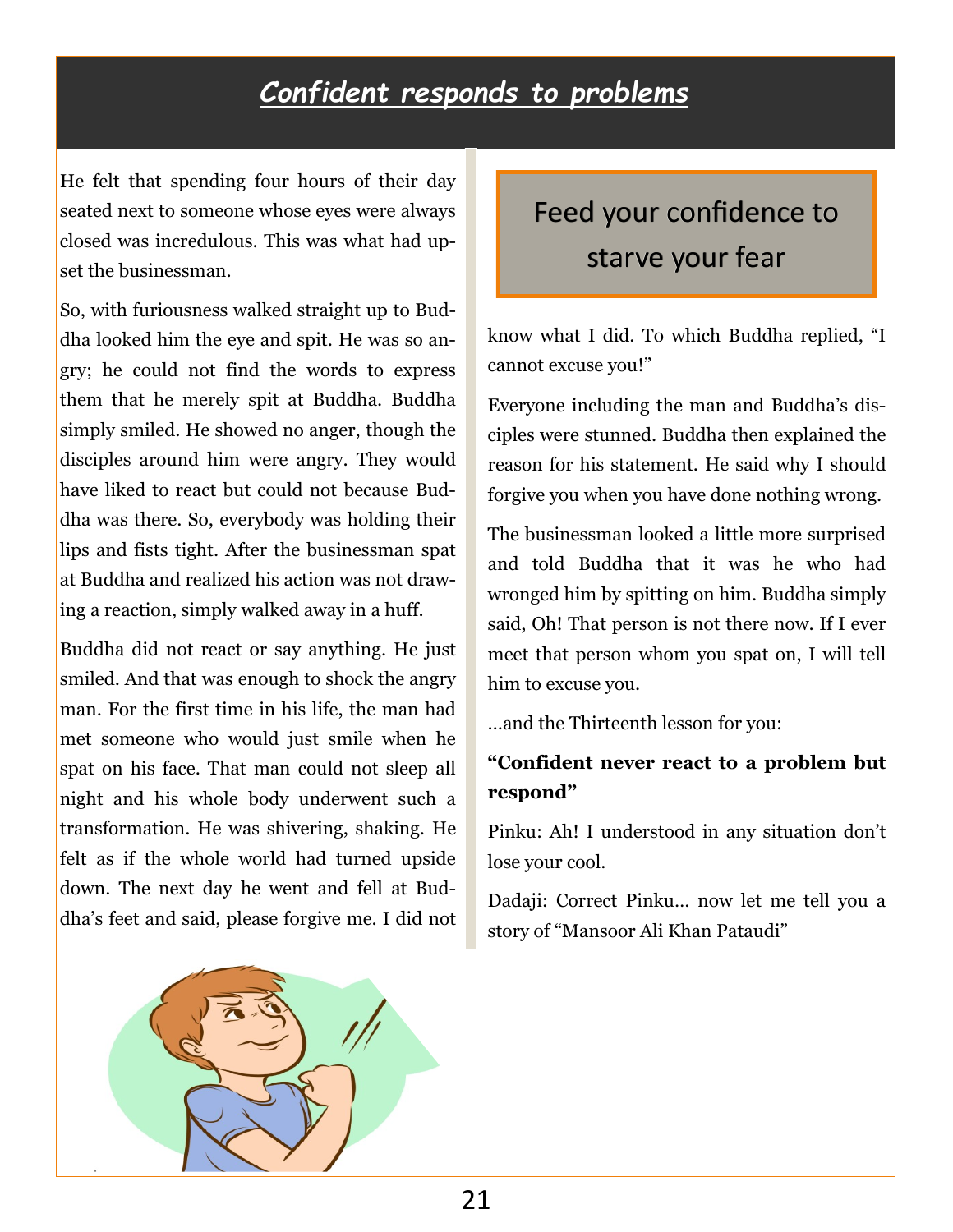# *Confident responds to problems*

He felt that spending four hours of their day seated next to someone whose eyes were always closed was incredulous. This was what had upset the businessman.

So, with furiousness walked straight up to Buddha looked him the eye and spit. He was so angry; he could not find the words to express them that he merely spit at Buddha. Buddha simply smiled. He showed no anger, though the disciples around him were angry. They would have liked to react but could not because Buddha was there. So, everybody was holding their lips and fists tight. After the businessman spat at Buddha and realized his action was not drawing a reaction, simply walked away in a huff.

Buddha did not react or say anything. He just smiled. And that was enough to shock the angry man. For the first time in his life, the man had met someone who would just smile when he spat on his face. That man could not sleep all night and his whole body underwent such a transformation. He was shivering, shaking. He felt as if the whole world had turned upside down. The next day he went and fell at Buddha's feet and said, please forgive me. I did not know what I did. To which Buddha replied, "I cannot excuse you!"

Everyone including the man and Buddha's disciples were stunned. Buddha then explained the reason for his statement. He said why I should forgive you when you have done nothing wrong.

The businessman looked a little more surprised and told Buddha that it was he who had wronged him by spitting on him. Buddha simply said, Oh! That person is not there now. If I ever meet that person whom you spat on, I will tell him to excuse you.

…and the Thirteenth lesson for you:

**"Confident never react to a problem but respond"**

Pinku: Ah! I understood in any situation don't lose your cool.

Dadaji: Correct Pinku… now let me tell you a story of "Mansoor Ali Khan Pataudi"

Feed your confidence to starve your fear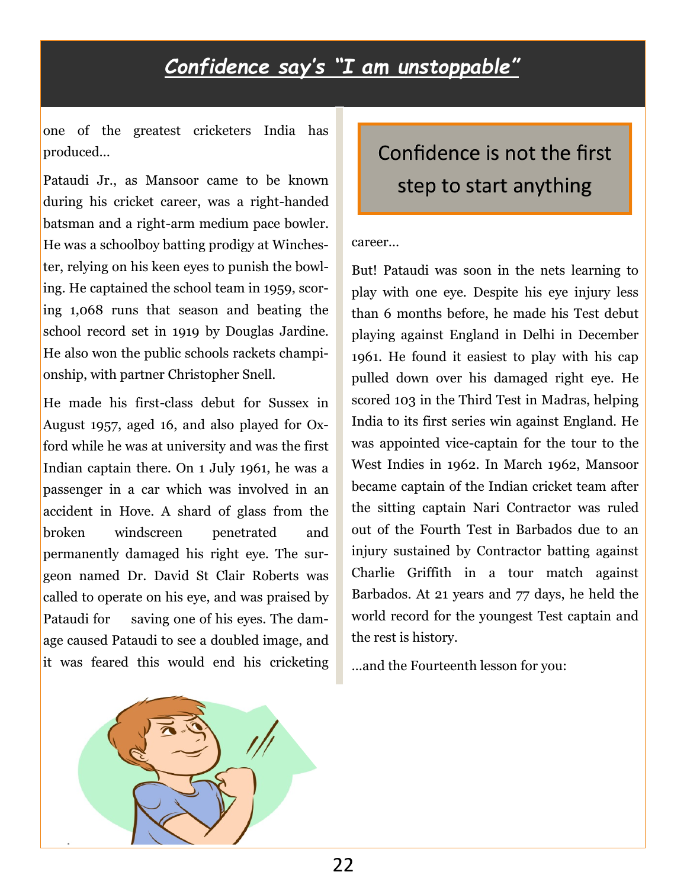# Confidence say's "I am unstoppable"

one of the greatest cricketers India has produced…

Pataudi Jr., as Mansoor came to be known during his cricket career, was a right-handed batsman and a right-arm medium pace bowler. He was a schoolboy batting prodigy at Winchester, relying on his keen eyes to punish the bowling. He captained the school team in 1959, scoring 1,068 runs that season and beating the school record set in 1919 by Douglas Jardine. He also won the public schools rackets championship, with partner Christopher Snell.

He made his first-class debut for Sussex in August 1957, aged 16, and also played for Oxford while he was at university and was the first Indian captain there. On 1 July 1961, he was a passenger in a car which was involved in an accident in Hove. A shard of glass from the broken windscreen penetrated and permanently damaged his right eye. The surgeon named Dr. David St Clair Roberts was called to operate on his eye, and was praised by Pataudi for saving one of his eyes. The damage caused Pataudi to see a doubled image, and it was feared this would end his cricketing career…

> Confidence is not the first step to start anything

But! Pataudi was soon in the nets learning to play with one eye. Despite his eye injury less than 6 months before, he made his Test debut playing against England in Delhi in December 1961. He found it easiest to play with his cap pulled down over his damaged right eye. He scored 103 in the Third Test in Madras, helping India to its first series win against England. He was appointed vice-captain for the tour to the West Indies in 1962. In March 1962, Mansoor became captain of the Indian cricket team after the sitting captain Nari Contractor was ruled out of the Fourth Test in Barbados due to an injury sustained by Contractor batting against Charlie Griffith in a tour match against Barbados. At 21 years and 77 days, he held the world record for the youngest Test captain and the rest is history.

…and the Fourteenth lesson for you: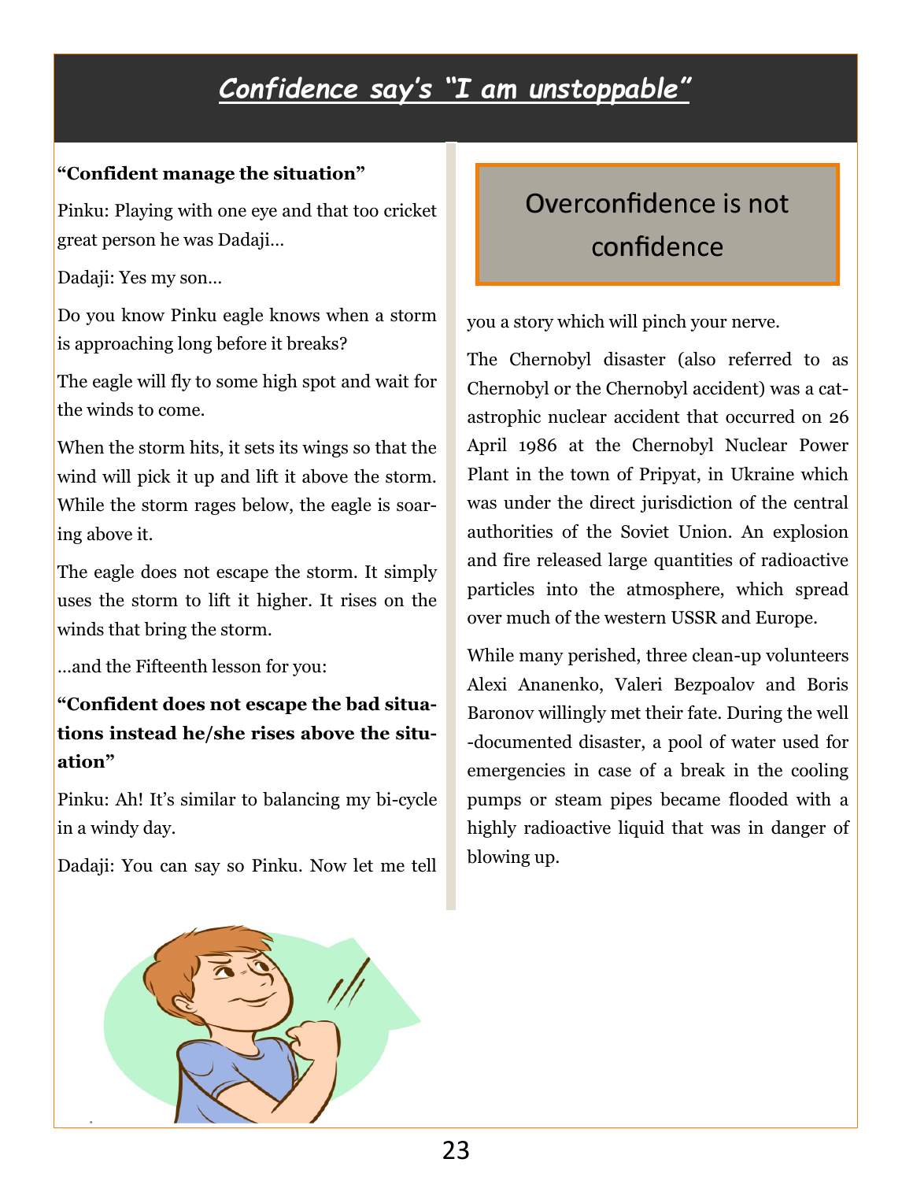# *Confidence say's "I am unstoppable"*

**"Confident manage the situation"**

Pinku: Playing with one eye and that too cricket great person he was Dadaji…

Dadaji: Yes my son…

Do you know Pinku eagle knows when a storm is approaching long before it breaks?

The eagle will fly to some high spot and wait for the winds to come.

When the storm hits, it sets its wings so that the wind will pick it up and lift it above the storm. While the storm rages below, the eagle is soaring above it.

The eagle does not escape the storm. It simply uses the storm to lift it higher. It rises on the winds that bring the storm.

…and the Fifteenth lesson for you:

**"Confident does not escape the bad situations instead he/she rises above the situation"**

Pinku: Ah! It's similar to balancing my bi-cycle in a windy day.

Dadaji: You can say so Pinku. Now let me tell you a story which will pinch your nerve.

## Overconfidence is not confidence

The Chernobyl disaster (also referred to as Chernobyl or the Chernobyl accident) was a catastrophic nuclear accident that occurred on 26 April 1986 at the Chernobyl Nuclear Power Plant in the town of Pripyat, in Ukraine which was under the direct jurisdiction of the central authorities of the Soviet Union. An explosion and fire released large quantities of radioactive particles into the atmosphere, which spread over much of the western USSR and Europe.

While many perished, three clean-up volunteers Alexi Ananenko, Valeri Bezpoalov and Boris Baronov willingly met their fate. During the well-documented disaster, a pool of water used for emergencies in case of a break in the cooling pumps or steam pipes became flooded with a highly radioactive liquid that was in danger of blowing up.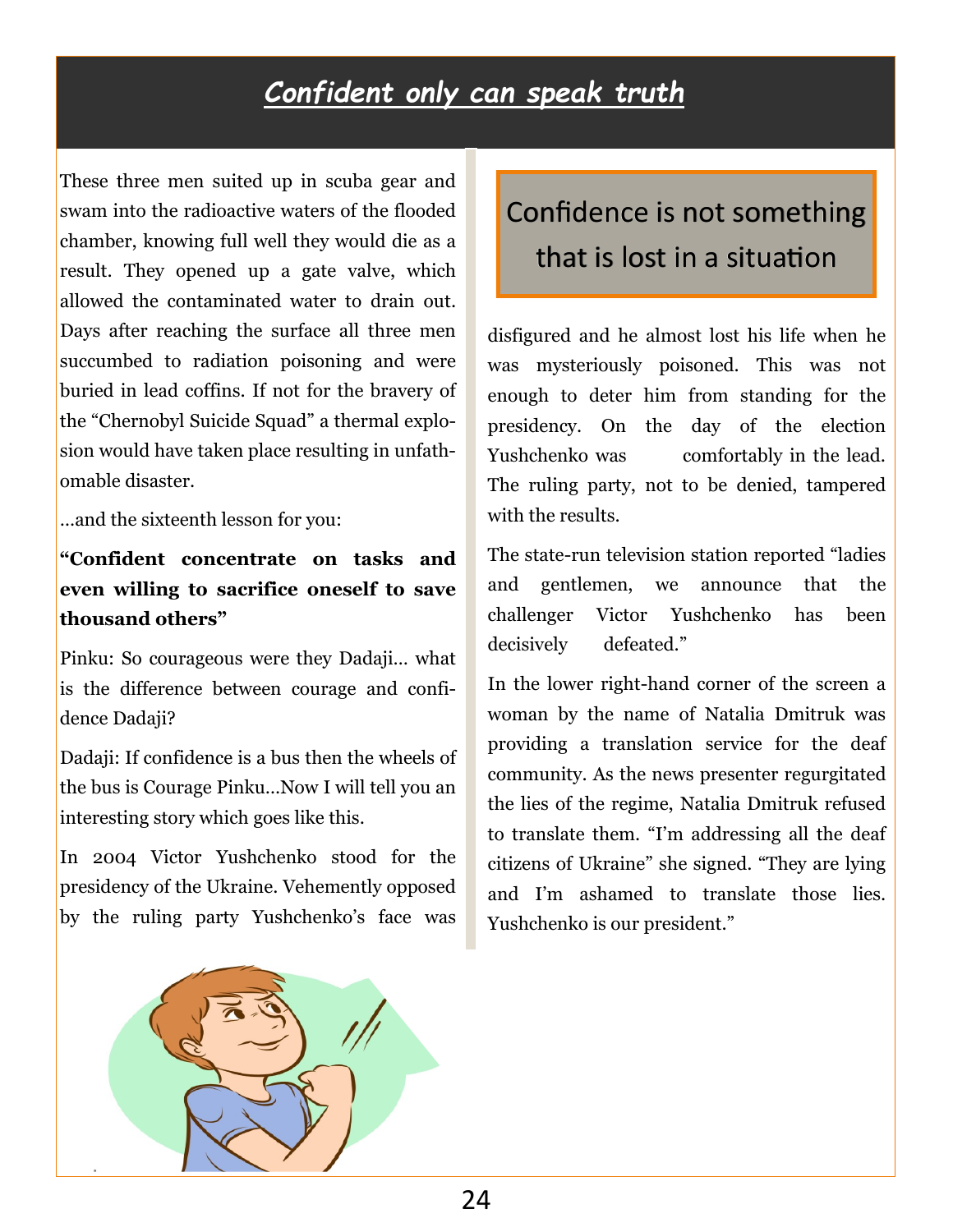# *Confident only can speak truth*

These three men suited up in scuba gear and swam into the radioactive waters of the flooded chamber, knowing full well they would die as a result. They opened up a gate valve, which allowed the contaminated water to drain out. Days after reaching the surface all three men succumbed to radiation poisoning and were buried in lead coffins. If not for the bravery of the "Chernobyl Suicide Squad" a thermal explosion would have taken place resulting in unfathomable disaster.

…and the sixteenth lesson for you:

**"Confident concentrate on tasks and even willing to sacrifice oneself to save thousand others"**

Pinku: So courageous were they Dadaji… what is the difference between courage and confidence Dadaji?

Dadaji: If confidence is a bus then the wheels of the bus is Courage Pinku…Now I will tell you an interesting story which goes like this.

In 2004 Victor Yushchenko stood for the presidency of the Ukraine. Vehemently opposed by the ruling party Yushchenko's face was disfigured and he almost lost his life when he was mysteriously poisoned. This was not enough to deter him from standing for the presidency. On the day of the election Yushchenko was comfortably in the lead. The ruling party, not to be denied, tampered with the results.

> Confidence is not something that is lost in a situation

The state-run television station reported "ladies and gentlemen, we announce that the challenger Victor Yushchenko has been decisively defeated."

In the lower right-hand corner of the screen a woman by the name of Natalia Dmitruk was providing a translation service for the deaf community. As the news presenter regurgitated the lies of the regime, Natalia Dmitruk refused to translate them. "I'm addressing all the deaf citizens of Ukraine" she signed. "They are lying and I'm ashamed to translate those lies. Yushchenko is our president."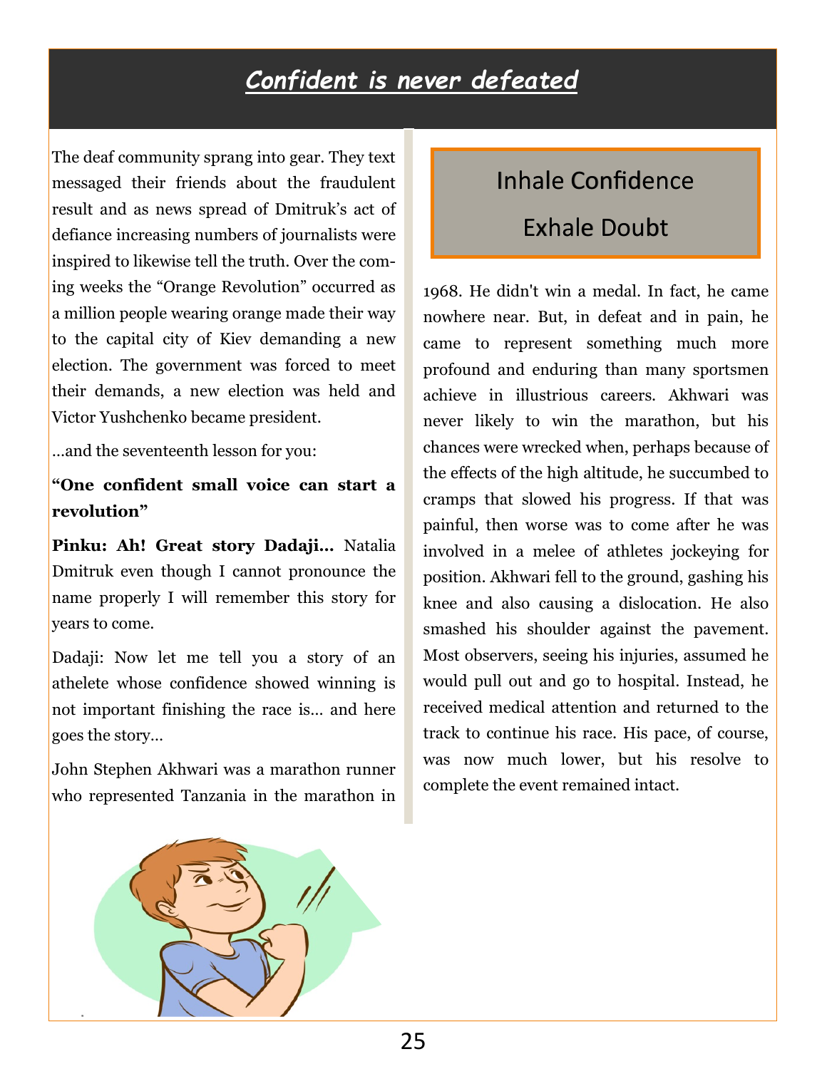# *Confident is never defeated*

The deaf community sprang into gear. They text messaged their friends about the fraudulent result and as news spread of Dmitruk's act of defiance increasing numbers of journalists were inspired to likewise tell the truth. Over the coming weeks the "Orange Revolution" occurred as a million people wearing orange made their way to the capital city of Kiev demanding a new election. The government was forced to meet their demands, a new election was held and Victor Yushchenko became president.

…and the seventeenth lesson for you:

**"One confident small voice can start a revolution"**

**Pinku: Ah! Great story Dadaji…** Natalia Dmitruk even though I cannot pronounce the name properly I will remember this story for years to come.

Dadaji: Now let me tell you a story of an athelete whose confidence showed winning is not important finishing the race is… and here goes the story…

John Stephen Akhwari was a marathon runner who represented Tanzania in the marathon in 1968. He didn't win a medal. In fact, he came nowhere near. But, in defeat and in pain, he came to represent something much more profound and enduring than many sportsmen achieve in illustrious careers. Akhwari was never likely to win the marathon, but his chances were wrecked when, perhaps because of the effects of the high altitude, he succumbed to cramps that slowed his progress. If that was painful, then worse was to come after he was involved in a melee of athletes jockeying for position. Akhwari fell to the ground, gashing his knee and also causing a dislocation. He also smashed his shoulder against the pavement. Most observers, seeing his injuries, assumed he would pull out and go to hospital. Instead, he received medical attention and returned to the track to continue his race. His pace, of course, was now much lower, but his resolve to complete the event remained intact.

> Inhale Confidence
>
> Exhale Doubt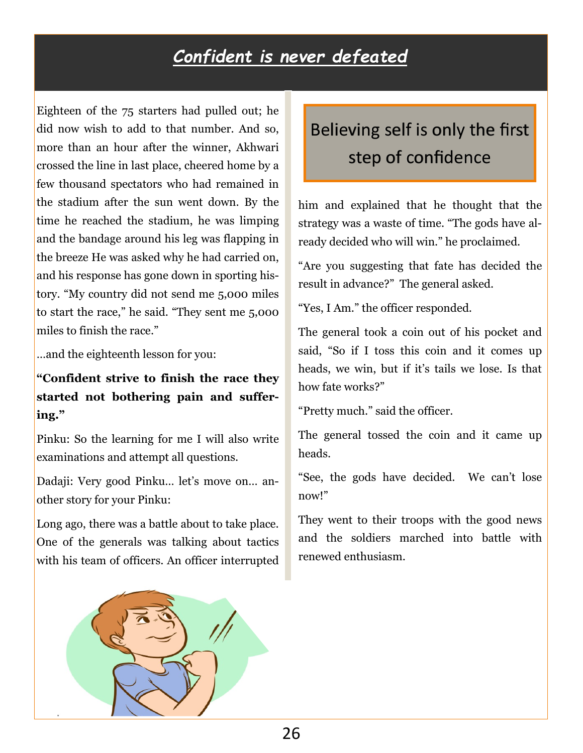# *Confident is never defeated*

Eighteen of the 75 starters had pulled out; he did now wish to add to that number. And so, more than an hour after the winner, Akhwari crossed the line in last place, cheered home by a few thousand spectators who had remained in the stadium after the sun went down. By the time he reached the stadium, he was limping and the bandage around his leg was flapping in the breeze He was asked why he had carried on, and his response has gone down in sporting history. “My country did not send me 5,000 miles to start the race,” he said. “They sent me 5,000 miles to finish the race.”

…and the eighteenth lesson for you:

**“Confident strive to finish the race they started not bothering pain and suffering.”**

Pinku: So the learning for me I will also write examinations and attempt all questions.

Dadaji: Very good Pinku… let’s move on… another story for your Pinku:

Long ago, there was a battle about to take place. One of the generals was talking about tactics with his team of officers. An officer interrupted him and explained that he thought that the strategy was a waste of time. “The gods have already decided who will win.” he proclaimed.

“Are you suggesting that fate has decided the result in advance?” The general asked.

“Yes, I Am.” the officer responded.

The general took a coin out of his pocket and said, “So if I toss this coin and it comes up heads, we win, but if it’s tails we lose. Is that how fate works?”

“Pretty much.” said the officer.

The general tossed the coin and it came up heads.

“See, the gods have decided. We can’t lose now!”

They went to their troops with the good news and the soldiers marched into battle with renewed enthusiasm.

> Believing self is only the first step of confidence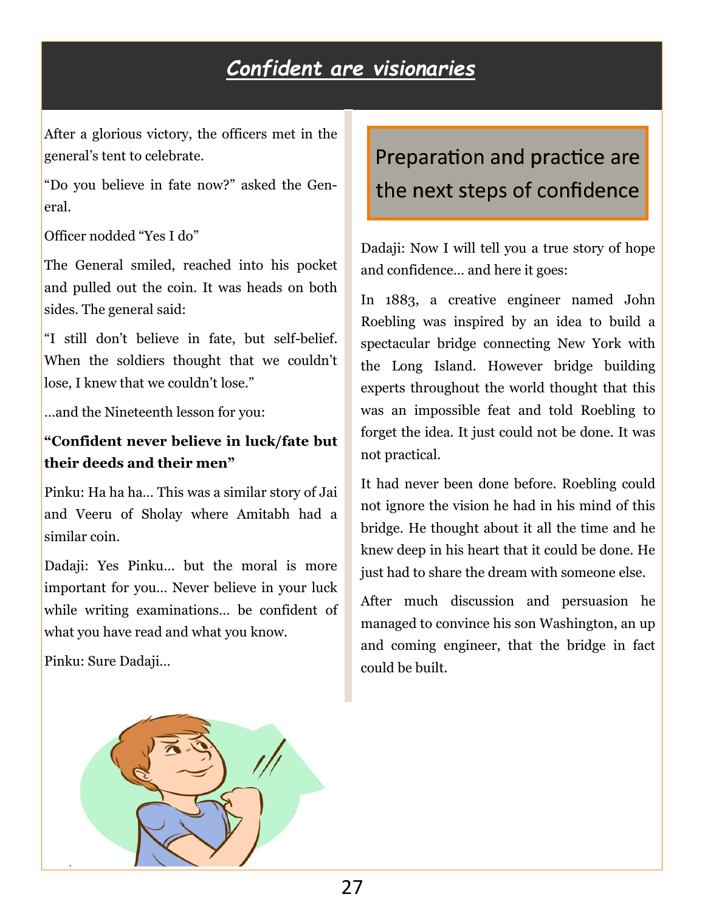# *Confident are visionaries*

After a glorious victory, the officers met in the general's tent to celebrate.

"Do you believe in fate now?" asked the General.

Officer nodded "Yes I do"

The General smiled, reached into his pocket and pulled out the coin. It was heads on both sides. The general said:

"I still don't believe in fate, but self-belief. When the soldiers thought that we couldn't lose, I knew that we couldn't lose."

…and the Nineteenth lesson for you:

**"Confident never believe in luck/fate but their deeds and their men"**

Pinku: Ha ha ha… This was a similar story of Jai and Veeru of Sholay where Amitabh had a similar coin.

Dadaji: Yes Pinku… but the moral is more important for you… Never believe in your luck while writing examinations… be confident of what you have read and what you know.

Pinku: Sure Dadaji…

## Preparation and practice are the next steps of confidence

Dadaji: Now I will tell you a true story of hope and confidence… and here it goes:

In 1883, a creative engineer named John Roebling was inspired by an idea to build a spectacular bridge connecting New York with the Long Island. However bridge building experts throughout the world thought that this was an impossible feat and told Roebling to forget the idea. It just could not be done. It was not practical.

It had never been done before. Roebling could not ignore the vision he had in his mind of this bridge. He thought about it all the time and he knew deep in his heart that it could be done. He just had to share the dream with someone else.

After much discussion and persuasion he managed to convince his son Washington, an up and coming engineer, that the bridge in fact could be built.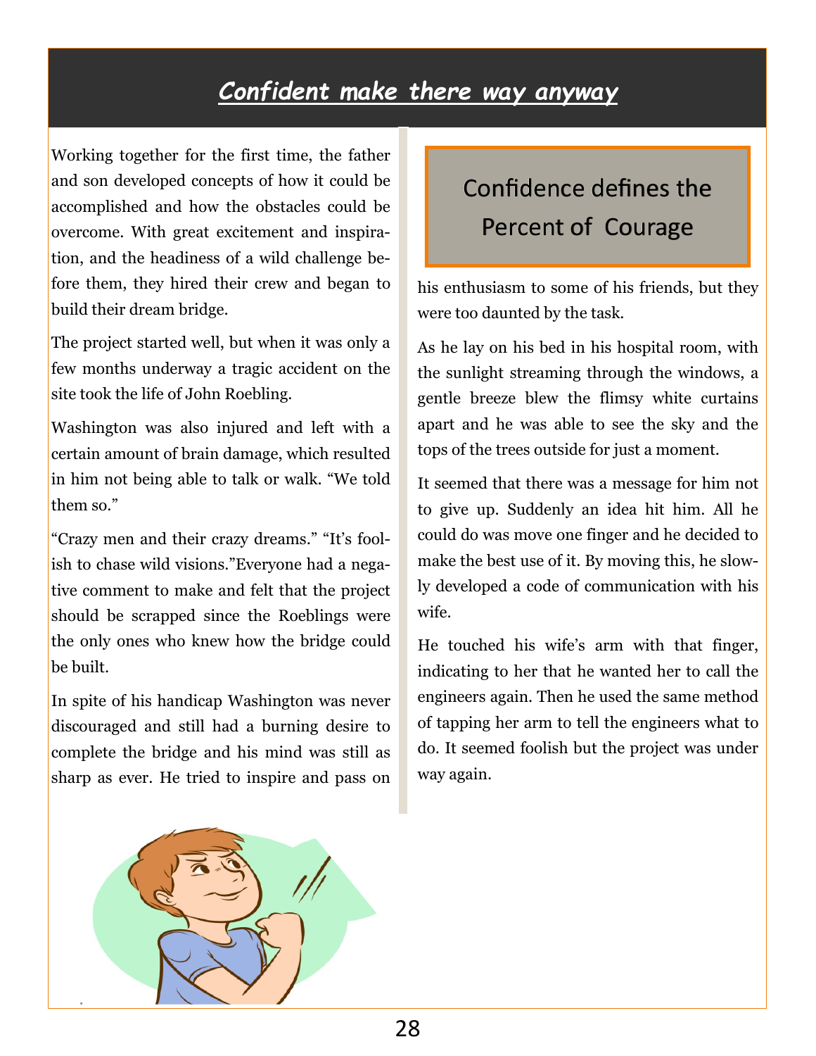# *Confident make there way anyway*

Working together for the first time, the father and son developed concepts of how it could be accomplished and how the obstacles could be overcome. With great excitement and inspiration, and the headiness of a wild challenge before them, they hired their crew and began to build their dream bridge.

The project started well, but when it was only a few months underway a tragic accident on the site took the life of John Roebling.

Washington was also injured and left with a certain amount of brain damage, which resulted in him not being able to talk or walk. "We told them so."

"Crazy men and their crazy dreams." "It's foolish to chase wild visions."Everyone had a negative comment to make and felt that the project should be scrapped since the Roeblings were the only ones who knew how the bridge could be built.

In spite of his handicap Washington was never discouraged and still had a burning desire to complete the bridge and his mind was still as sharp as ever. He tried to inspire and pass on his enthusiasm to some of his friends, but they were too daunted by the task.

> Confidence defines the Percent of Courage

As he lay on his bed in his hospital room, with the sunlight streaming through the windows, a gentle breeze blew the flimsy white curtains apart and he was able to see the sky and the tops of the trees outside for just a moment.

It seemed that there was a message for him not to give up. Suddenly an idea hit him. All he could do was move one finger and he decided to make the best use of it. By moving this, he slowly developed a code of communication with his wife.

He touched his wife's arm with that finger, indicating to her that he wanted her to call the engineers again. Then he used the same method of tapping her arm to tell the engineers what to do. It seemed foolish but the project was under way again.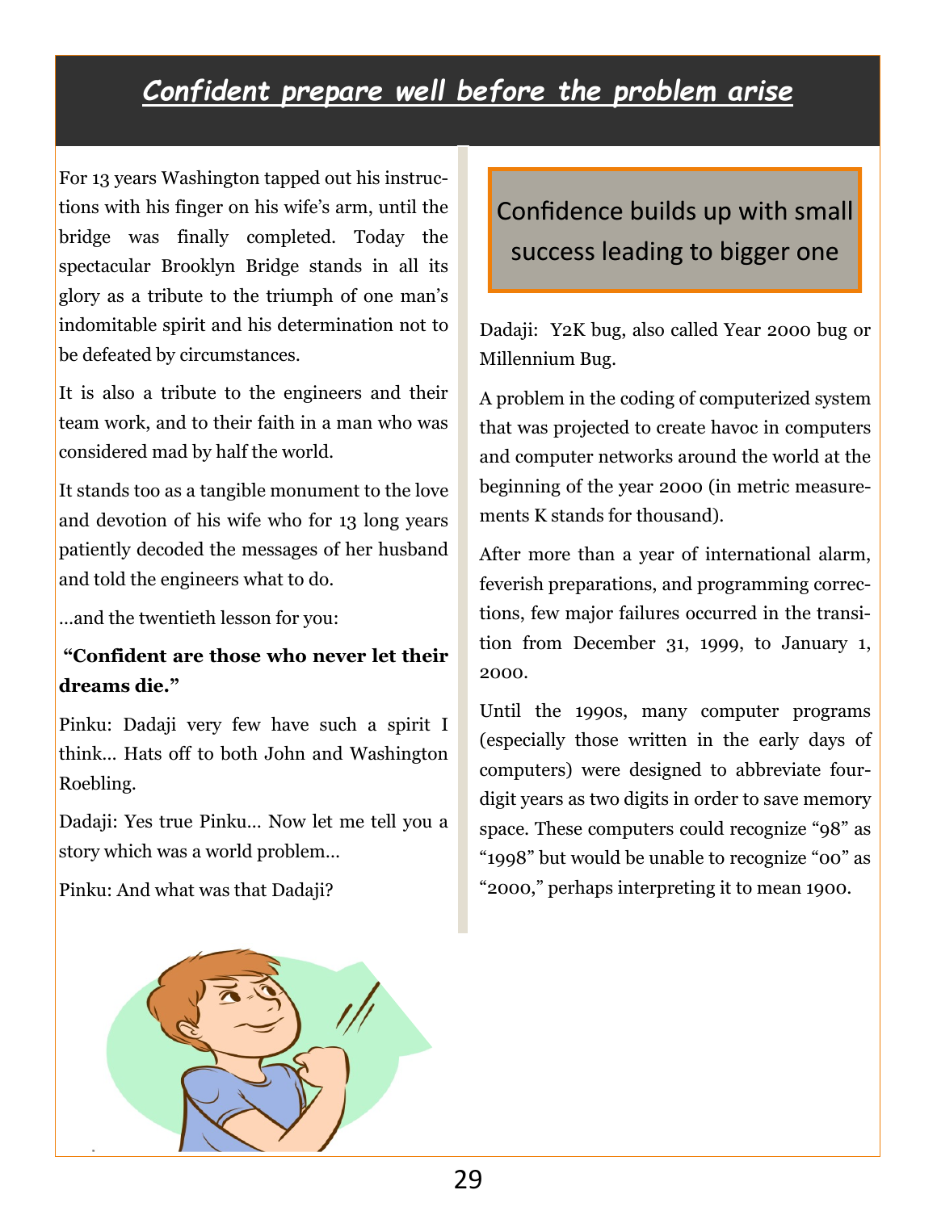# *Confident prepare well before the problem arise*

For 13 years Washington tapped out his instructions with his finger on his wife's arm, until the bridge was finally completed. Today the spectacular Brooklyn Bridge stands in all its glory as a tribute to the triumph of one man's indomitable spirit and his determination not to be defeated by circumstances.

It is also a tribute to the engineers and their team work, and to their faith in a man who was considered mad by half the world.

It stands too as a tangible monument to the love and devotion of his wife who for 13 long years patiently decoded the messages of her husband and told the engineers what to do.

…and the twentieth lesson for you:

**"Confident are those who never let their dreams die."**

Pinku: Dadaji very few have such a spirit I think… Hats off to both John and Washington Roebling.

Dadaji: Yes true Pinku… Now let me tell you a story which was a world problem…

Pinku: And what was that Dadaji?

## Confidence builds up with small success leading to bigger one

Dadaji: Y2K bug, also called Year 2000 bug or Millennium Bug.

A problem in the coding of computerized system that was projected to create havoc in computers and computer networks around the world at the beginning of the year 2000 (in metric measurements K stands for thousand).

After more than a year of international alarm, feverish preparations, and programming corrections, few major failures occurred in the transition from December 31, 1999, to January 1, 2000.

Until the 1990s, many computer programs (especially those written in the early days of computers) were designed to abbreviate four-digit years as two digits in order to save memory space. These computers could recognize "98" as "1998" but would be unable to recognize "00" as "2000," perhaps interpreting it to mean 1900.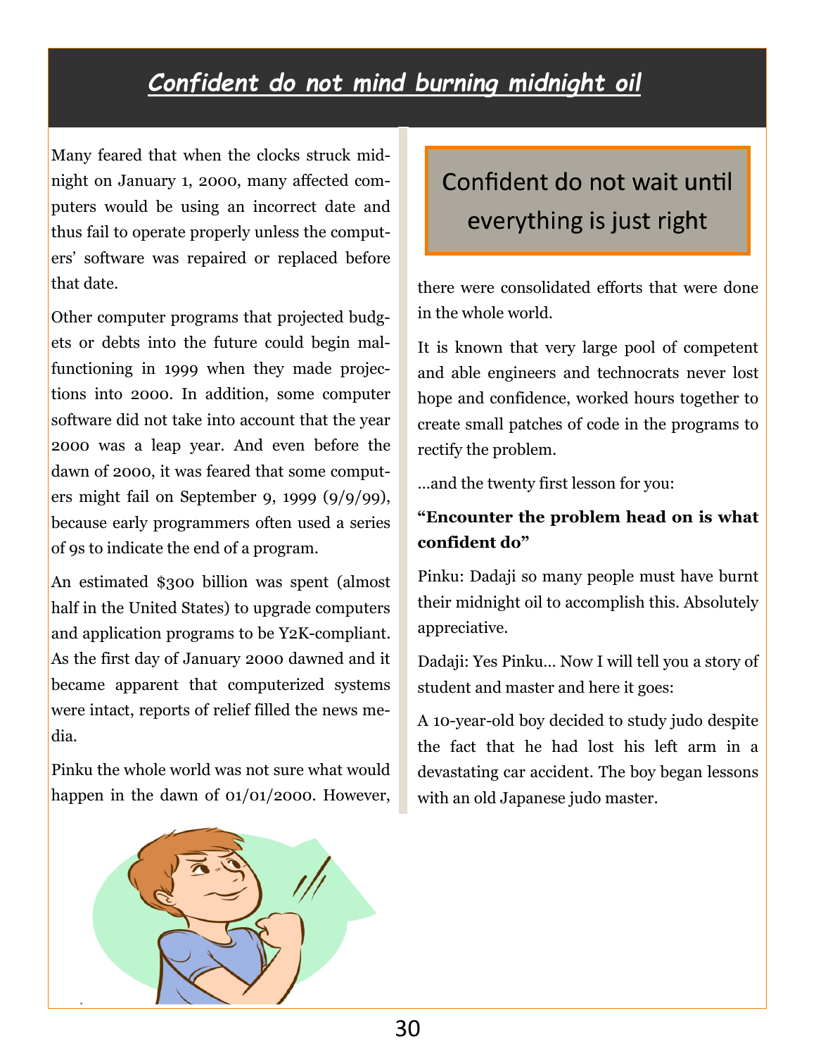# Confident do not mind burning midnight oil

Many feared that when the clocks struck midnight on January 1, 2000, many affected computers would be using an incorrect date and thus fail to operate properly unless the computers' software was repaired or replaced before that date.

Other computer programs that projected budgets or debts into the future could begin malfunctioning in 1999 when they made projections into 2000. In addition, some computer software did not take into account that the year 2000 was a leap year. And even before the dawn of 2000, it was feared that some computers might fail on September 9, 1999 (9/9/99), because early programmers often used a series of 9s to indicate the end of a program.

An estimated $300 billion was spent (almost half in the United States) to upgrade computers and application programs to be Y2K-compliant. As the first day of January 2000 dawned and it became apparent that computerized systems were intact, reports of relief filled the news media.

Pinku the whole world was not sure what would happen in the dawn of 01/01/2000. However, there were consolidated efforts that were done in the whole world.

> Confident do not wait until everything is just right

It is known that very large pool of competent and able engineers and technocrats never lost hope and confidence, worked hours together to create small patches of code in the programs to rectify the problem.

…and the twenty first lesson for you:

**"Encounter the problem head on is what confident do"**

Pinku: Dadaji so many people must have burnt their midnight oil to accomplish this. Absolutely appreciative.

Dadaji: Yes Pinku… Now I will tell you a story of student and master and here it goes:

A 10-year-old boy decided to study judo despite the fact that he had lost his left arm in a devastating car accident. The boy began lessons with an old Japanese judo master.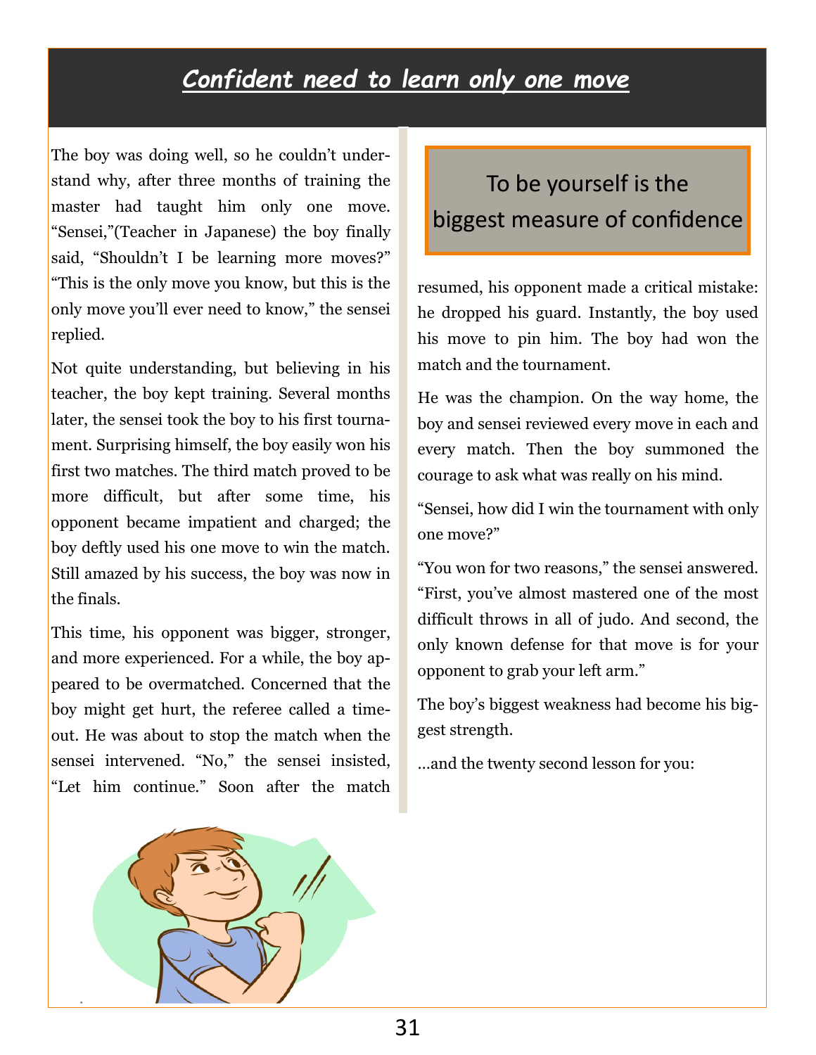# *Confident need to learn only one move*

The boy was doing well, so he couldn't understand why, after three months of training the master had taught him only one move. "Sensei,"(Teacher in Japanese) the boy finally said, "Shouldn't I be learning more moves?" "This is the only move you know, but this is the only move you'll ever need to know," the sensei replied.

Not quite understanding, but believing in his teacher, the boy kept training. Several months later, the sensei took the boy to his first tournament. Surprising himself, the boy easily won his first two matches. The third match proved to be more difficult, but after some time, his opponent became impatient and charged; the boy deftly used his one move to win the match. Still amazed by his success, the boy was now in the finals.

This time, his opponent was bigger, stronger, and more experienced. For a while, the boy appeared to be overmatched. Concerned that the boy might get hurt, the referee called a time-out. He was about to stop the match when the sensei intervened. "No," the sensei insisted, "Let him continue." Soon after the match resumed, his opponent made a critical mistake: he dropped his guard. Instantly, the boy used his move to pin him. The boy had won the match and the tournament.

He was the champion. On the way home, the boy and sensei reviewed every move in each and every match. Then the boy summoned the courage to ask what was really on his mind.

"Sensei, how did I win the tournament with only one move?"

"You won for two reasons," the sensei answered. "First, you've almost mastered one of the most difficult throws in all of judo. And second, the only known defense for that move is for your opponent to grab your left arm."

The boy's biggest weakness had become his biggest strength.

…and the twenty second lesson for you:

> To be yourself is the biggest measure of confidence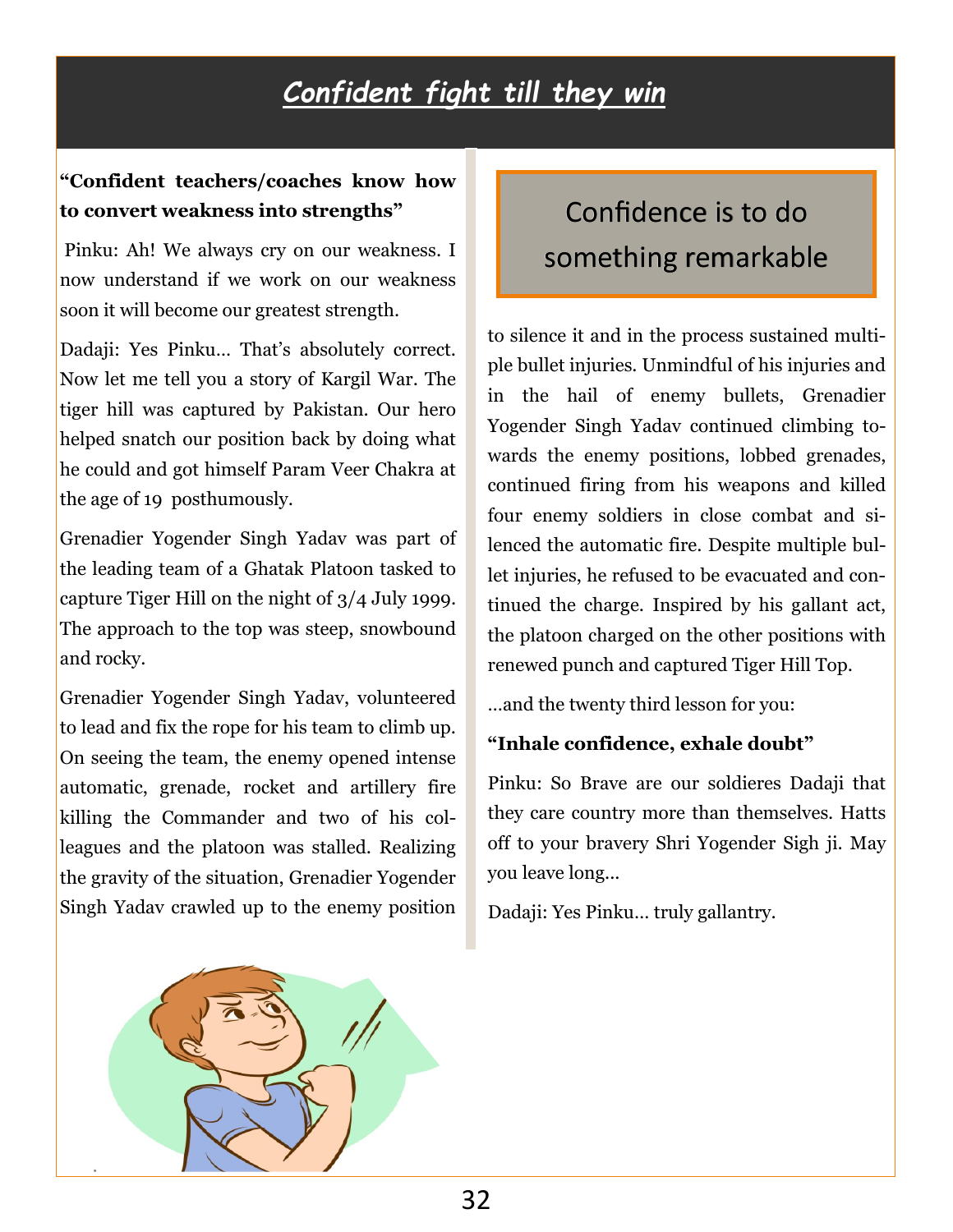# *Confident fight till they win*

**"Confident teachers/coaches know how to convert weakness into strengths"**

Pinku: Ah! We always cry on our weakness. I now understand if we work on our weakness soon it will become our greatest strength.

Dadaji: Yes Pinku… That's absolutely correct. Now let me tell you a story of Kargil War. The tiger hill was captured by Pakistan. Our hero helped snatch our position back by doing what he could and got himself Param Veer Chakra at the age of 19 posthumously.

Grenadier Yogender Singh Yadav was part of the leading team of a Ghatak Platoon tasked to capture Tiger Hill on the night of 3/4 July 1999. The approach to the top was steep, snowbound and rocky.

Grenadier Yogender Singh Yadav, volunteered to lead and fix the rope for his team to climb up. On seeing the team, the enemy opened intense automatic, grenade, rocket and artillery fire killing the Commander and two of his colleagues and the platoon was stalled. Realizing the gravity of the situation, Grenadier Yogender Singh Yadav crawled up to the enemy position to silence it and in the process sustained multiple bullet injuries. Unmindful of his injuries and in the hail of enemy bullets, Grenadier Yogender Singh Yadav continued climbing towards the enemy positions, lobbed grenades, continued firing from his weapons and killed four enemy soldiers in close combat and silenced the automatic fire. Despite multiple bullet injuries, he refused to be evacuated and continued the charge. Inspired by his gallant act, the platoon charged on the other positions with renewed punch and captured Tiger Hill Top.

> Confidence is to do something remarkable

…and the twenty third lesson for you:

**"Inhale confidence, exhale doubt"**

Pinku: So Brave are our soldieres Dadaji that they care country more than themselves. Hatts off to your bravery Shri Yogender Sigh ji. May you leave long…

Dadaji: Yes Pinku… truly gallantry.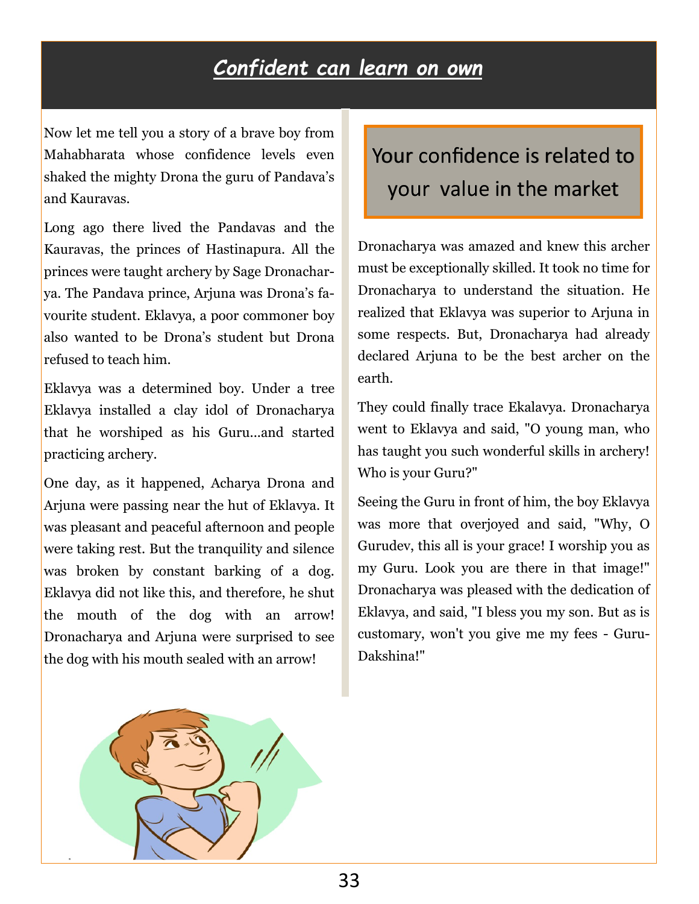# *Confident can learn on own*

Now let me tell you a story of a brave boy from Mahabharata whose confidence levels even shaked the mighty Drona the guru of Pandava's and Kauravas.

Long ago there lived the Pandavas and the Kauravas, the princes of Hastinapura. All the princes were taught archery by Sage Dronacharya. The Pandava prince, Arjuna was Drona's favourite student. Eklavya, a poor commoner boy also wanted to be Drona's student but Drona refused to teach him.

Eklavya was a determined boy. Under a tree Eklavya installed a clay idol of Dronacharya that he worshiped as his Guru...and started practicing archery.

One day, as it happened, Acharya Drona and Arjuna were passing near the hut of Eklavya. It was pleasant and peaceful afternoon and people were taking rest. But the tranquility and silence was broken by constant barking of a dog. Eklavya did not like this, and therefore, he shut the mouth of the dog with an arrow! Dronacharya and Arjuna were surprised to see the dog with his mouth sealed with an arrow!

> Your confidence is related to your value in the market

Dronacharya was amazed and knew this archer must be exceptionally skilled. It took no time for Dronacharya to understand the situation. He realized that Eklavya was superior to Arjuna in some respects. But, Dronacharya had already declared Arjuna to be the best archer on the earth.

They could finally trace Ekalavya. Dronacharya went to Eklavya and said, "O young man, who has taught you such wonderful skills in archery! Who is your Guru?"

Seeing the Guru in front of him, the boy Eklavya was more that overjoyed and said, "Why, O Gurudev, this all is your grace! I worship you as my Guru. Look you are there in that image!" Dronacharya was pleased with the dedication of Eklavya, and said, "I bless you my son. But as is customary, won't you give me my fees - Guru-Dakshina!"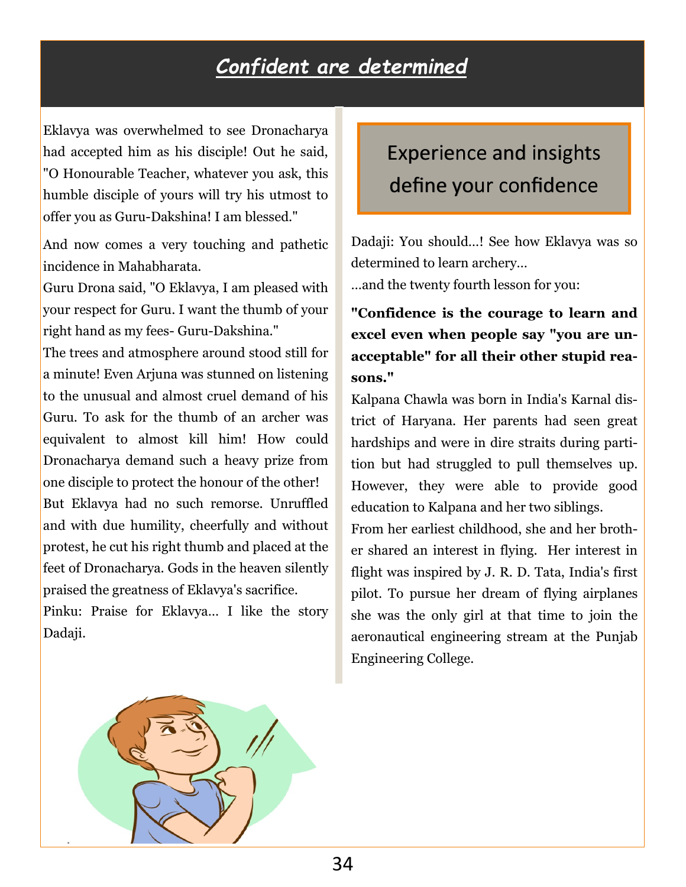# *Confident are determined*

Eklavya was overwhelmed to see Dronacharya had accepted him as his disciple! Out he said, "O Honourable Teacher, whatever you ask, this humble disciple of yours will try his utmost to offer you as Guru-Dakshina! I am blessed."

And now comes a very touching and pathetic incidence in Mahabharata.

Guru Drona said, "O Eklavya, I am pleased with your respect for Guru. I want the thumb of your right hand as my fees- Guru-Dakshina."

The trees and atmosphere around stood still for a minute! Even Arjuna was stunned on listening to the unusual and almost cruel demand of his Guru. To ask for the thumb of an archer was equivalent to almost kill him! How could Dronacharya demand such a heavy prize from one disciple to protect the honour of the other!

But Eklavya had no such remorse. Unruffled and with due humility, cheerfully and without protest, he cut his right thumb and placed at the feet of Dronacharya. Gods in the heaven silently praised the greatness of Eklavya's sacrifice.

Pinku: Praise for Eklavya... I like the story Dadaji.

## Experience and insights define your confidence

Dadaji: You should...! See how Eklavya was so determined to learn archery...

...and the twenty fourth lesson for you:

**"Confidence is the courage to learn and excel even when people say "you are unacceptable" for all their other stupid reasons."**

Kalpana Chawla was born in India's Karnal district of Haryana. Her parents had seen great hardships and were in dire straits during partition but had struggled to pull themselves up. However, they were able to provide good education to Kalpana and her two siblings.

From her earliest childhood, she and her brother shared an interest in flying. Her interest in flight was inspired by J. R. D. Tata, India's first pilot. To pursue her dream of flying airplanes she was the only girl at that time to join the aeronautical engineering stream at the Punjab Engineering College.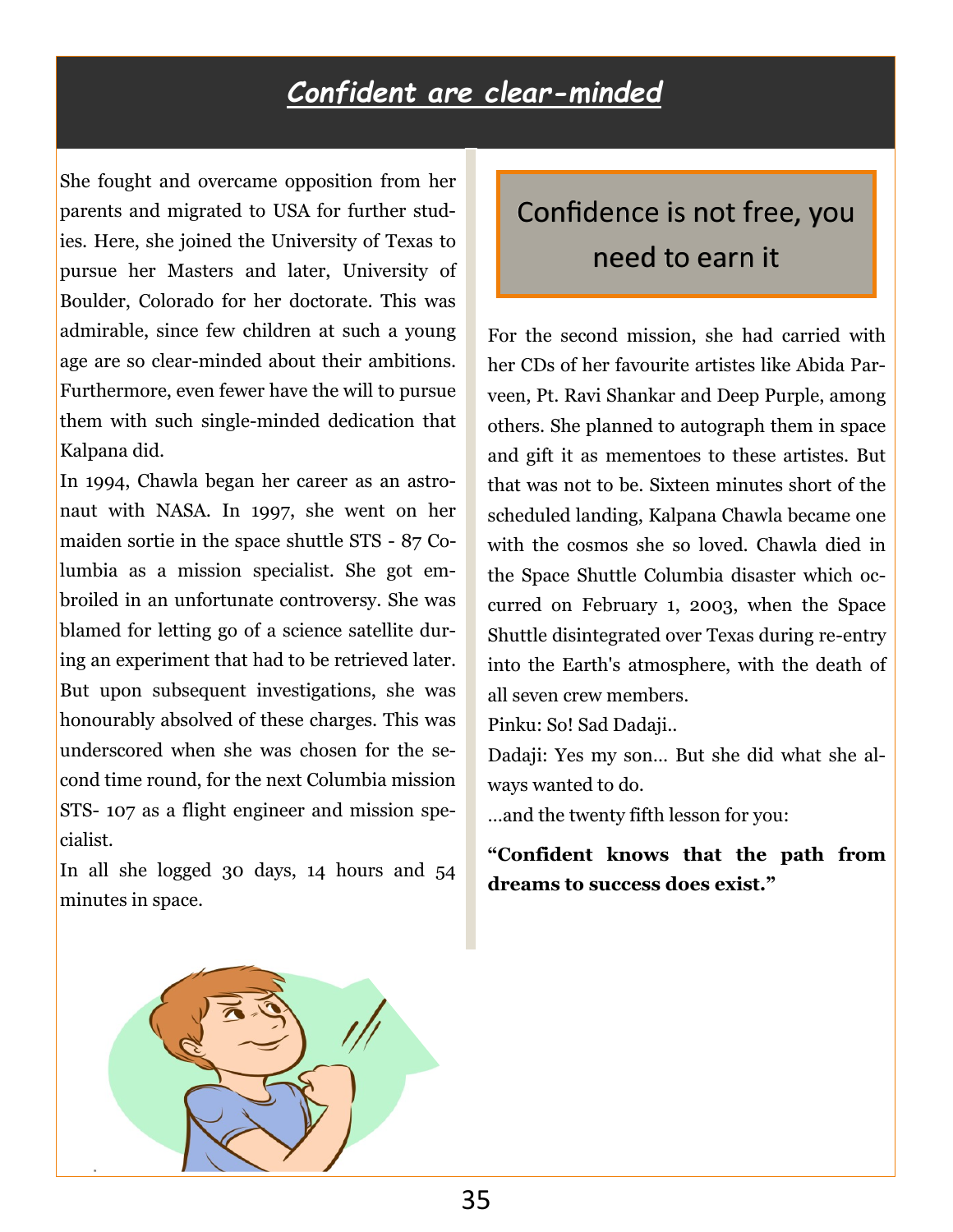# *Confident are clear-minded*

She fought and overcame opposition from her parents and migrated to USA for further studies. Here, she joined the University of Texas to pursue her Masters and later, University of Boulder, Colorado for her doctorate. This was admirable, since few children at such a young age are so clear-minded about their ambitions. Furthermore, even fewer have the will to pursue them with such single-minded dedication that Kalpana did.

In 1994, Chawla began her career as an astronaut with NASA. In 1997, she went on her maiden sortie in the space shuttle STS - 87 Columbia as a mission specialist. She got embroiled in an unfortunate controversy. She was blamed for letting go of a science satellite during an experiment that had to be retrieved later. But upon subsequent investigations, she was honourably absolved of these charges. This was underscored when she was chosen for the second time round, for the next Columbia mission STS- 107 as a flight engineer and mission specialist.

In all she logged 30 days, 14 hours and 54 minutes in space.

> Confidence is not free, you need to earn it

For the second mission, she had carried with her CDs of her favourite artistes like Abida Parveen, Pt. Ravi Shankar and Deep Purple, among others. She planned to autograph them in space and gift it as mementoes to these artistes. But that was not to be. Sixteen minutes short of the scheduled landing, Kalpana Chawla became one with the cosmos she so loved. Chawla died in the Space Shuttle Columbia disaster which occurred on February 1, 2003, when the Space Shuttle disintegrated over Texas during re-entry into the Earth's atmosphere, with the death of all seven crew members.

Pinku: So! Sad Dadaji..

Dadaji: Yes my son... But she did what she always wanted to do.

...and the twenty fifth lesson for you:

**"Confident knows that the path from dreams to success does exist."**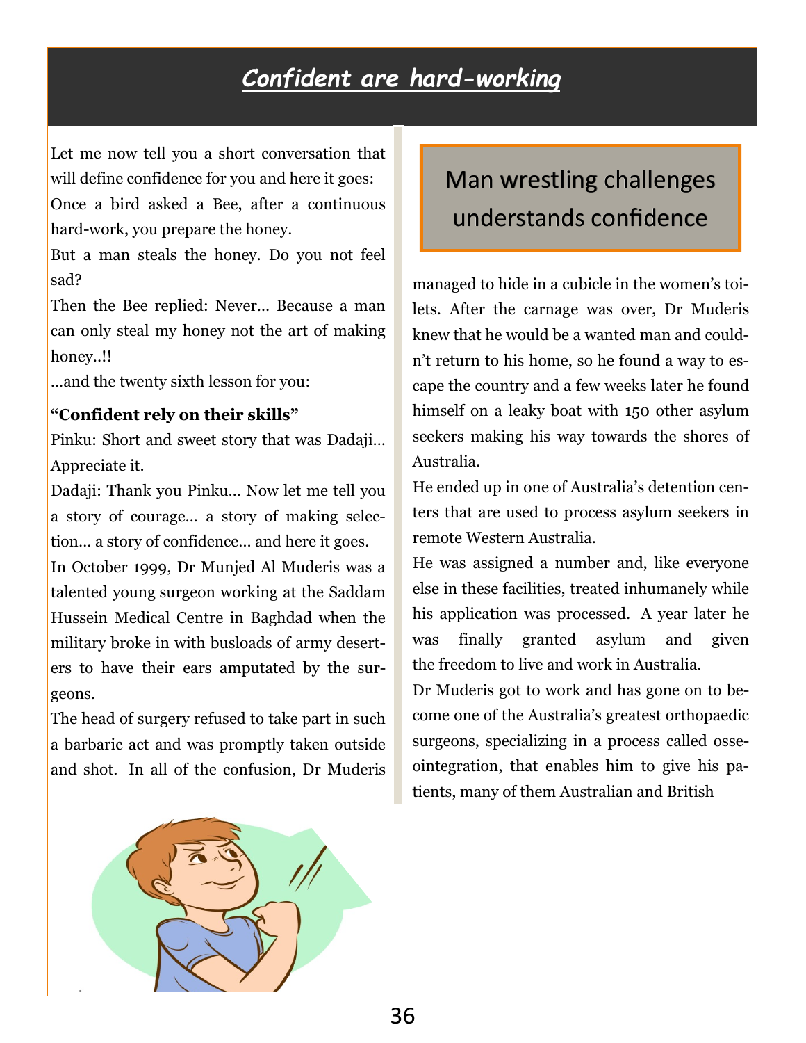## *Confident are hard-working*

Let me now tell you a short conversation that will define confidence for you and here it goes:

Once a bird asked a Bee, after a continuous hard-work, you prepare the honey.

But a man steals the honey. Do you not feel sad?

Then the Bee replied: Never… Because a man can only steal my honey not the art of making honey..!!

…and the twenty sixth lesson for you:

**"Confident rely on their skills"**

Pinku: Short and sweet story that was Dadaji… Appreciate it.

Dadaji: Thank you Pinku… Now let me tell you a story of courage… a story of making selection… a story of confidence… and here it goes.

In October 1999, Dr Munjed Al Muderis was a talented young surgeon working at the Saddam Hussein Medical Centre in Baghdad when the military broke in with busloads of army deserters to have their ears amputated by the surgeons.

The head of surgery refused to take part in such a barbaric act and was promptly taken outside and shot. In all of the confusion, Dr Muderis managed to hide in a cubicle in the women's toilets. After the carnage was over, Dr Muderis knew that he would be a wanted man and couldn't return to his home, so he found a way to escape the country and a few weeks later he found himself on a leaky boat with 150 other asylum seekers making his way towards the shores of Australia.

> Man wrestling challenges understands confidence

He ended up in one of Australia's detention centers that are used to process asylum seekers in remote Western Australia.

He was assigned a number and, like everyone else in these facilities, treated inhumanely while his application was processed. A year later he was finally granted asylum and given the freedom to live and work in Australia.

Dr Muderis got to work and has gone on to become one of the Australia's greatest orthopaedic surgeons, specializing in a process called osseointegration, that enables him to give his patients, many of them Australian and British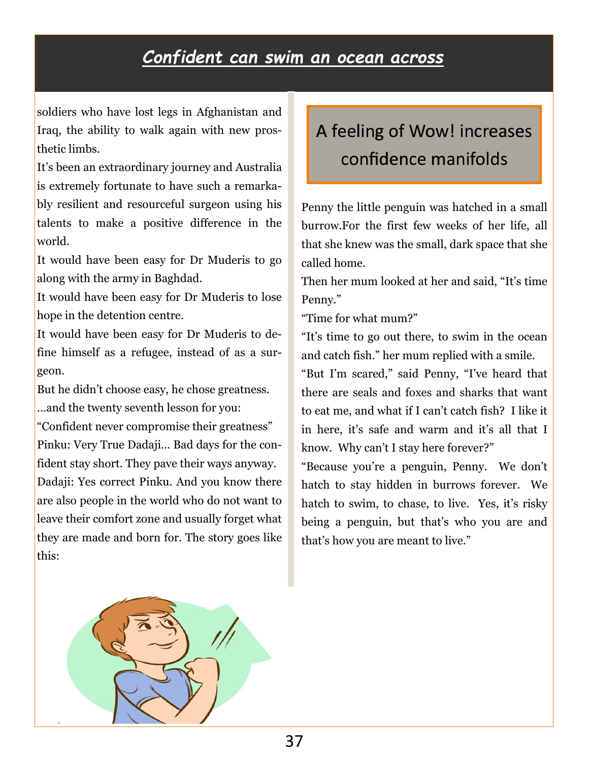# *Confident can swim an ocean across*

soldiers who have lost legs in Afghanistan and Iraq, the ability to walk again with new prosthetic limbs.

It's been an extraordinary journey and Australia is extremely fortunate to have such a remarkably resilient and resourceful surgeon using his talents to make a positive difference in the world.

It would have been easy for Dr Muderis to go along with the army in Baghdad.

It would have been easy for Dr Muderis to lose hope in the detention centre.

It would have been easy for Dr Muderis to define himself as a refugee, instead of as a surgeon.

But he didn't choose easy, he chose greatness.

…and the twenty seventh lesson for you:

"Confident never compromise their greatness"

Pinku: Very True Dadaji… Bad days for the confident stay short. They pave their ways anyway.

Dadaji: Yes correct Pinku. And you know there are also people in the world who do not want to leave their comfort zone and usually forget what they are made and born for. The story goes like this:

## A feeling of Wow! increases confidence manifolds

Penny the little penguin was hatched in a small burrow.For the first few weeks of her life, all that she knew was the small, dark space that she called home.

Then her mum looked at her and said, "It's time Penny."

"Time for what mum?"

"It's time to go out there, to swim in the ocean and catch fish." her mum replied with a smile.

"But I'm scared," said Penny, "I've heard that there are seals and foxes and sharks that want to eat me, and what if I can't catch fish? I like it in here, it's safe and warm and it's all that I know. Why can't I stay here forever?"

"Because you're a penguin, Penny. We don't hatch to stay hidden in burrows forever. We hatch to swim, to chase, to live. Yes, it's risky being a penguin, but that's who you are and that's how you are meant to live."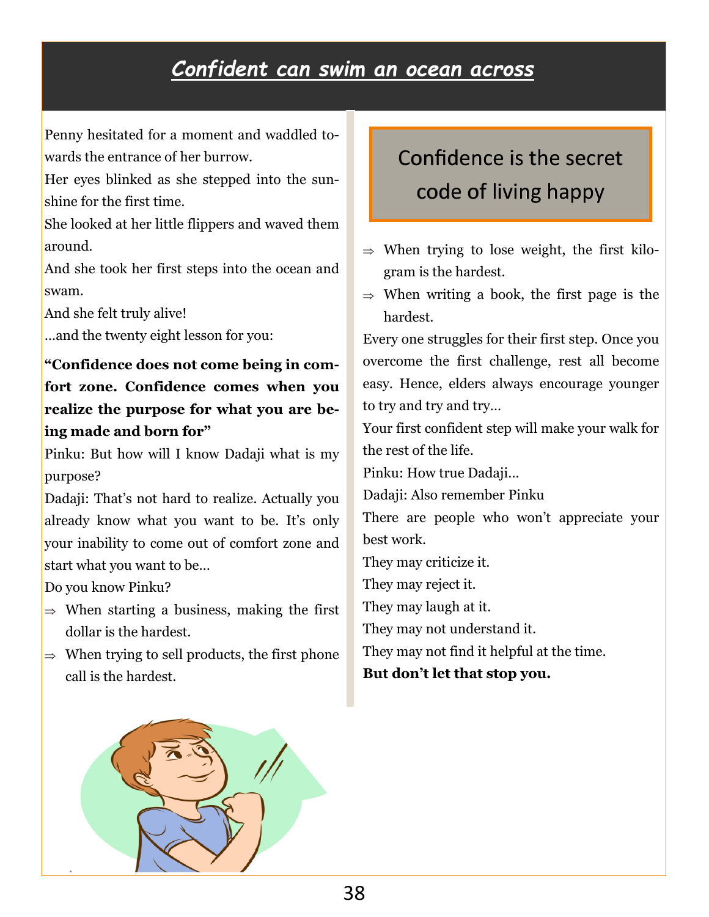# *Confident can swim an ocean across*

Penny hesitated for a moment and waddled towards the entrance of her burrow.

Her eyes blinked as she stepped into the sunshine for the first time.

She looked at her little flippers and waved them around.

And she took her first steps into the ocean and swam.

And she felt truly alive!

…and the twenty eight lesson for you:

**"Confidence does not come being in comfort zone. Confidence comes when you realize the purpose for what you are being made and born for"**

Pinku: But how will I know Dadaji what is my purpose?

Dadaji: That's not hard to realize. Actually you already know what you want to be. It's only your inability to come out of comfort zone and start what you want to be…

Do you know Pinku?

- ⇒ When starting a business, making the first dollar is the hardest.
- ⇒ When trying to sell products, the first phone call is the hardest.

## Confidence is the secret code of living happy

- ⇒ When trying to lose weight, the first kilogram is the hardest.
- ⇒ When writing a book, the first page is the hardest.

Every one struggles for their first step. Once you overcome the first challenge, rest all become easy. Hence, elders always encourage younger to try and try and try…

Your first confident step will make your walk for the rest of the life.

Pinku: How true Dadaji…

Dadaji: Also remember Pinku

There are people who won't appreciate your best work.

They may criticize it.

They may reject it.

They may laugh at it.

They may not understand it.

They may not find it helpful at the time.

**But don't let that stop you.**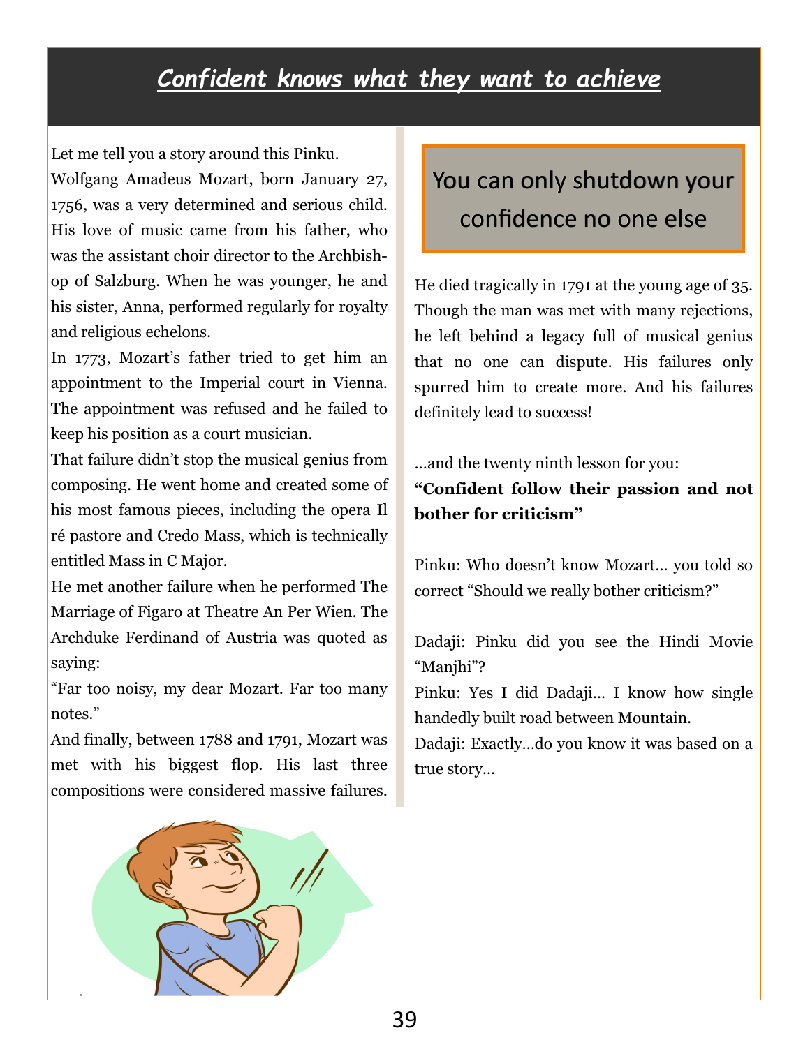# *Confident knows what they want to achieve*

Let me tell you a story around this Pinku.

Wolfgang Amadeus Mozart, born January 27, 1756, was a very determined and serious child. His love of music came from his father, who was the assistant choir director to the Archbishop of Salzburg. When he was younger, he and his sister, Anna, performed regularly for royalty and religious echelons.

In 1773, Mozart's father tried to get him an appointment to the Imperial court in Vienna. The appointment was refused and he failed to keep his position as a court musician.

That failure didn't stop the musical genius from composing. He went home and created some of his most famous pieces, including the opera Il ré pastore and Credo Mass, which is technically entitled Mass in C Major.

He met another failure when he performed The Marriage of Figaro at Theatre An Per Wien. The Archduke Ferdinand of Austria was quoted as saying:

"Far too noisy, my dear Mozart. Far too many notes."

And finally, between 1788 and 1791, Mozart was met with his biggest flop. His last three compositions were considered massive failures.

> You can only shutdown your confidence no one else

He died tragically in 1791 at the young age of 35. Though the man was met with many rejections, he left behind a legacy full of musical genius that no one can dispute. His failures only spurred him to create more. And his failures definitely lead to success!

...and the twenty ninth lesson for you:

**"Confident follow their passion and not bother for criticism"**

Pinku: Who doesn't know Mozart... you told so correct "Should we really bother criticism?"

Dadaji: Pinku did you see the Hindi Movie "Manjhi"?

Pinku: Yes I did Dadaji... I know how single handedly built road between Mountain.

Dadaji: Exactly...do you know it was based on a true story...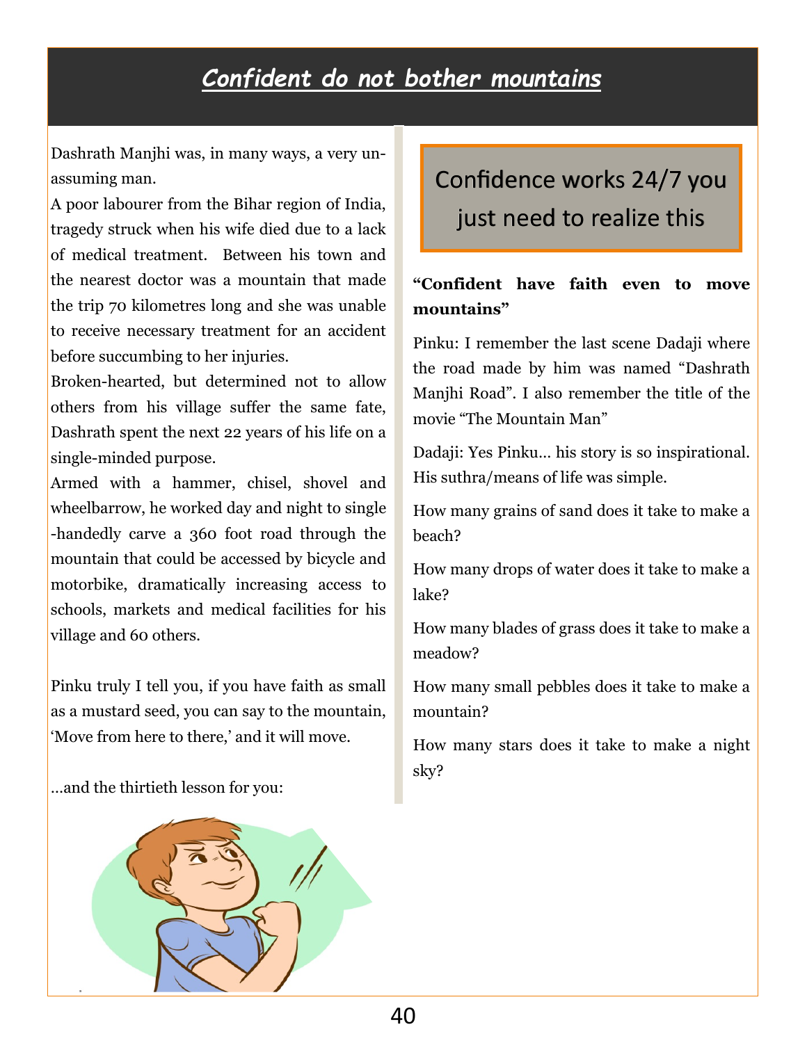# *Confident do not bother mountains*

Dashrath Manjhi was, in many ways, a very unassuming man.

A poor labourer from the Bihar region of India, tragedy struck when his wife died due to a lack of medical treatment. Between his town and the nearest doctor was a mountain that made the trip 70 kilometres long and she was unable to receive necessary treatment for an accident before succumbing to her injuries.

Broken-hearted, but determined not to allow others from his village suffer the same fate, Dashrath spent the next 22 years of his life on a single-minded purpose.

Armed with a hammer, chisel, shovel and wheelbarrow, he worked day and night to single-handedly carve a 360 foot road through the mountain that could be accessed by bicycle and motorbike, dramatically increasing access to schools, markets and medical facilities for his village and 60 others.

Pinku truly I tell you, if you have faith as small as a mustard seed, you can say to the mountain, 'Move from here to there,' and it will move.

…and the thirtieth lesson for you:

## Confidence works 24/7 you just need to realize this

**"Confident have faith even to move mountains"**

Pinku: I remember the last scene Dadaji where the road made by him was named "Dashrath Manjhi Road". I also remember the title of the movie "The Mountain Man"

Dadaji: Yes Pinku… his story is so inspirational. His suthra/means of life was simple.

How many grains of sand does it take to make a beach?

How many drops of water does it take to make a lake?

How many blades of grass does it take to make a meadow?

How many small pebbles does it take to make a mountain?

How many stars does it take to make a night sky?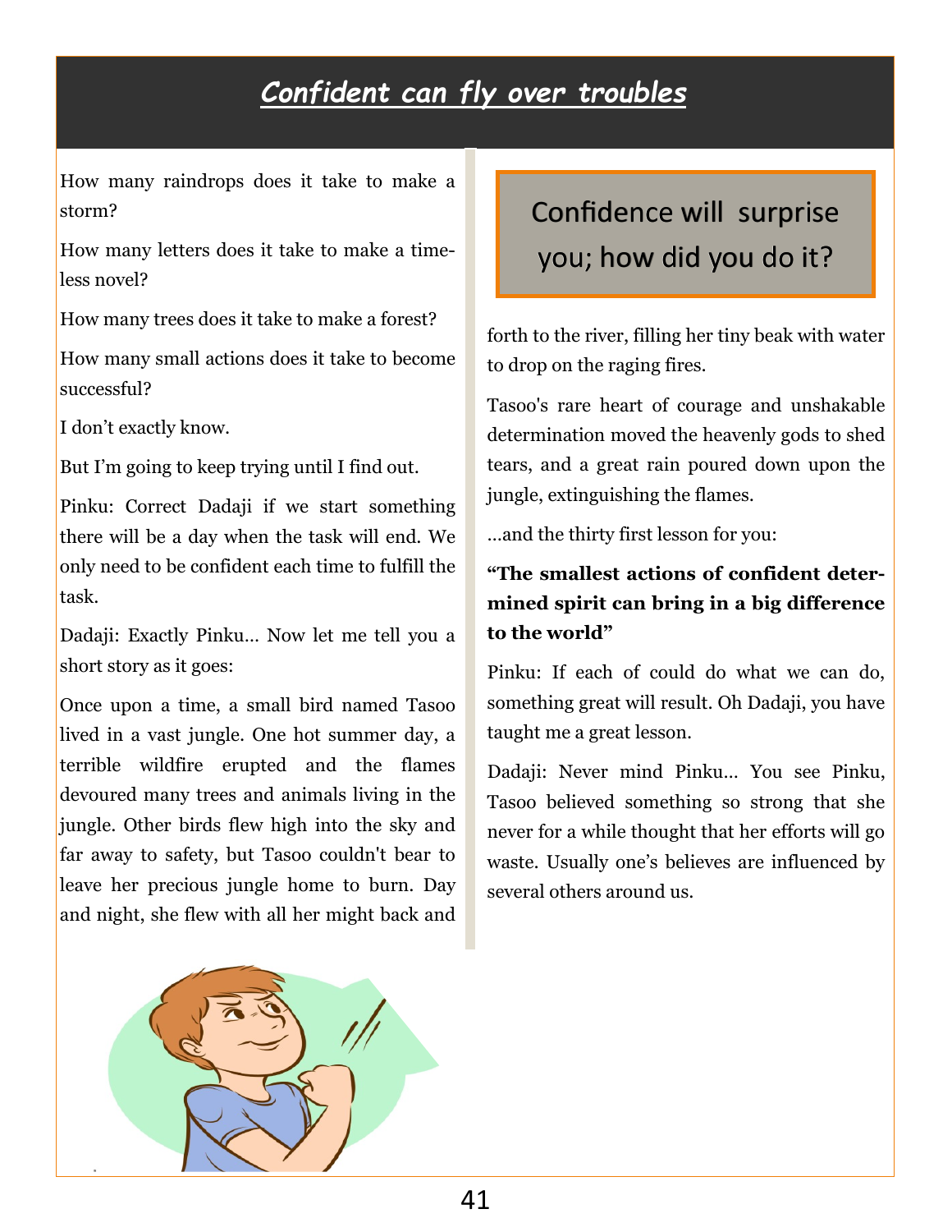# *Confident can fly over troubles*

How many raindrops does it take to make a storm?

How many letters does it take to make a timeless novel?

How many trees does it take to make a forest?

How many small actions does it take to become successful?

I don't exactly know.

But I'm going to keep trying until I find out.

Pinku: Correct Dadaji if we start something there will be a day when the task will end. We only need to be confident each time to fulfill the task.

Dadaji: Exactly Pinku… Now let me tell you a short story as it goes:

Once upon a time, a small bird named Tasoo lived in a vast jungle. One hot summer day, a terrible wildfire erupted and the flames devoured many trees and animals living in the jungle. Other birds flew high into the sky and far away to safety, but Tasoo couldn't bear to leave her precious jungle home to burn. Day and night, she flew with all her might back and forth to the river, filling her tiny beak with water to drop on the raging fires.

> Confidence will surprise you; how did you do it?

Tasoo's rare heart of courage and unshakable determination moved the heavenly gods to shed tears, and a great rain poured down upon the jungle, extinguishing the flames.

…and the thirty first lesson for you:

**"The smallest actions of confident determined spirit can bring in a big difference to the world"**

Pinku: If each of could do what we can do, something great will result. Oh Dadaji, you have taught me a great lesson.

Dadaji: Never mind Pinku… You see Pinku, Tasoo believed something so strong that she never for a while thought that her efforts will go waste. Usually one's believes are influenced by several others around us.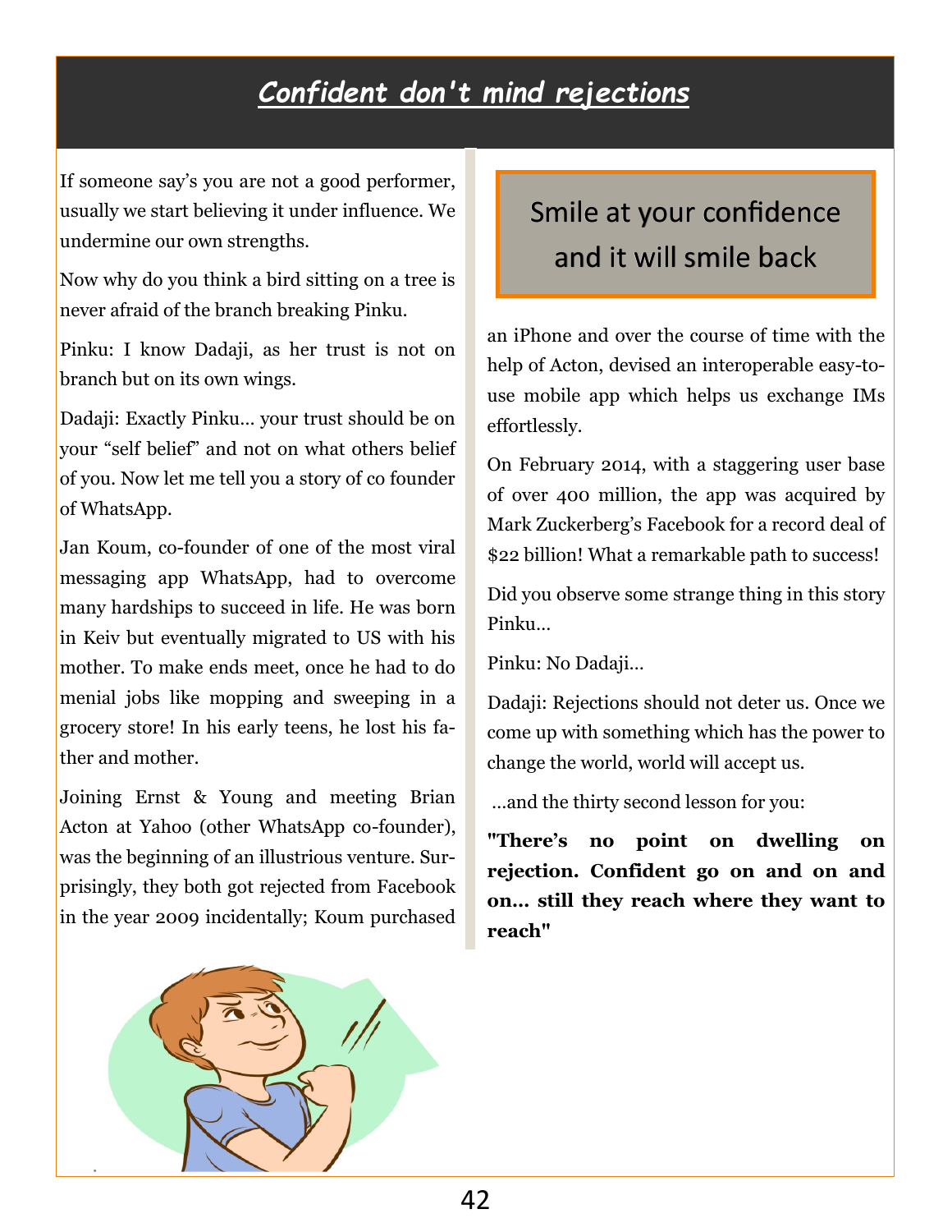# Confident don't mind rejections

If someone say's you are not a good performer, usually we start believing it under influence. We undermine our own strengths.

Now why do you think a bird sitting on a tree is never afraid of the branch breaking Pinku.

Pinku: I know Dadaji, as her trust is not on branch but on its own wings.

Dadaji: Exactly Pinku… your trust should be on your "self belief" and not on what others belief of you. Now let me tell you a story of co founder of WhatsApp.

Jan Koum, co-founder of one of the most viral messaging app WhatsApp, had to overcome many hardships to succeed in life. He was born in Keiv but eventually migrated to US with his mother. To make ends meet, once he had to do menial jobs like mopping and sweeping in a grocery store! In his early teens, he lost his father and mother.

Joining Ernst & Young and meeting Brian Acton at Yahoo (other WhatsApp co-founder), was the beginning of an illustrious venture. Surprisingly, they both got rejected from Facebook in the year 2009 incidentally; Koum purchased an iPhone and over the course of time with the help of Acton, devised an interoperable easy-to-use mobile app which helps us exchange IMs effortlessly.

> Smile at your confidence and it will smile back

On February 2014, with a staggering user base of over 400 million, the app was acquired by Mark Zuckerberg's Facebook for a record deal of $22 billion! What a remarkable path to success!

Did you observe some strange thing in this story Pinku…

Pinku: No Dadaji…

Dadaji: Rejections should not deter us. Once we come up with something which has the power to change the world, world will accept us.

…and the thirty second lesson for you:

**"There's no point on dwelling on rejection. Confident go on and on and on… still they reach where they want to reach"**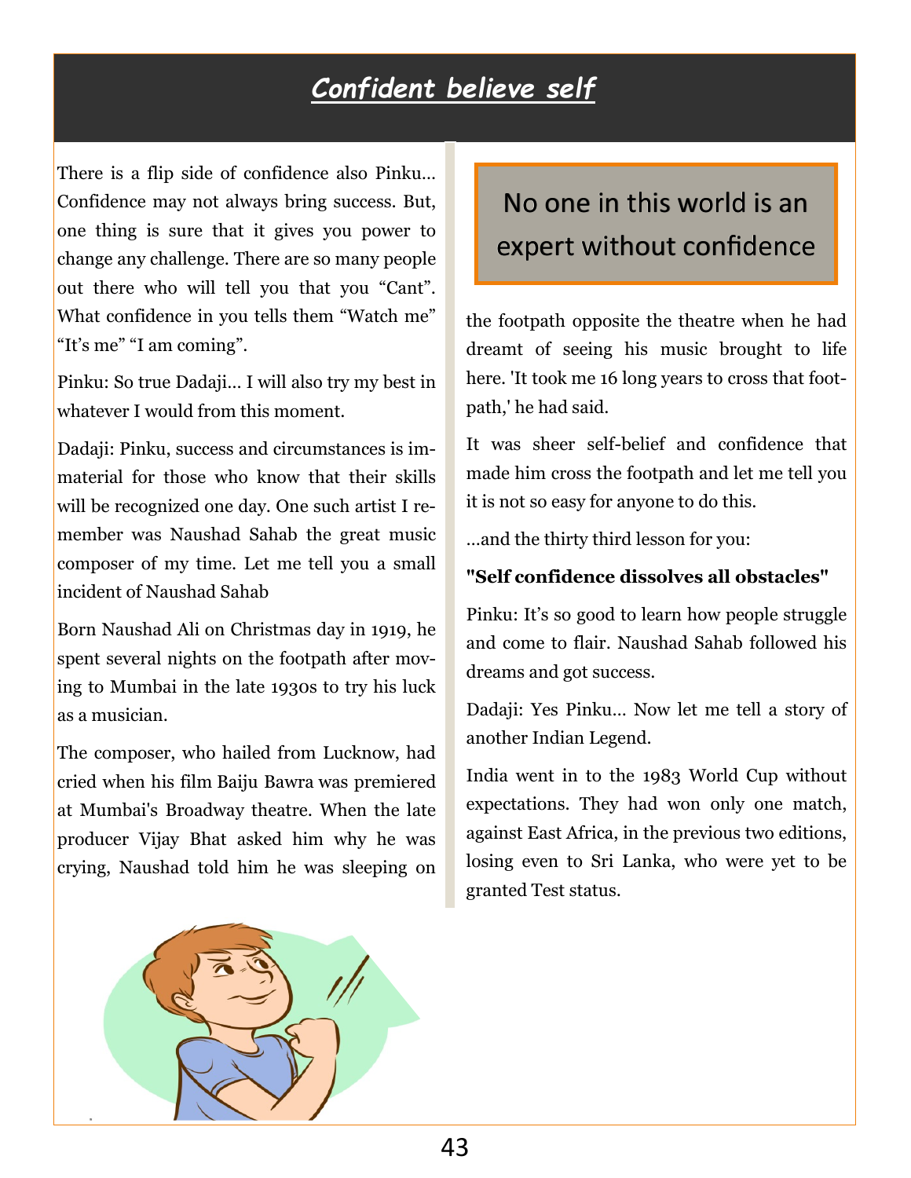# *Confident believe self*

There is a flip side of confidence also Pinku… Confidence may not always bring success. But, one thing is sure that it gives you power to change any challenge. There are so many people out there who will tell you that you "Cant". What confidence in you tells them "Watch me" "It's me" "I am coming".

Pinku: So true Dadaji… I will also try my best in whatever I would from this moment.

Dadaji: Pinku, success and circumstances is immaterial for those who know that their skills will be recognized one day. One such artist I remember was Naushad Sahab the great music composer of my time. Let me tell you a small incident of Naushad Sahab

Born Naushad Ali on Christmas day in 1919, he spent several nights on the footpath after moving to Mumbai in the late 1930s to try his luck as a musician.

The composer, who hailed from Lucknow, had cried when his film Baiju Bawra was premiered at Mumbai's Broadway theatre. When the late producer Vijay Bhat asked him why he was crying, Naushad told him he was sleeping on the footpath opposite the theatre when he had dreamt of seeing his music brought to life here. 'It took me 16 long years to cross that footpath,' he had said.

> No one in this world is an expert without confidence

It was sheer self-belief and confidence that made him cross the footpath and let me tell you it is not so easy for anyone to do this.

…and the thirty third lesson for you:

**"Self confidence dissolves all obstacles"**

Pinku: It's so good to learn how people struggle and come to flair. Naushad Sahab followed his dreams and got success.

Dadaji: Yes Pinku… Now let me tell a story of another Indian Legend.

India went in to the 1983 World Cup without expectations. They had won only one match, against East Africa, in the previous two editions, losing even to Sri Lanka, who were yet to be granted Test status.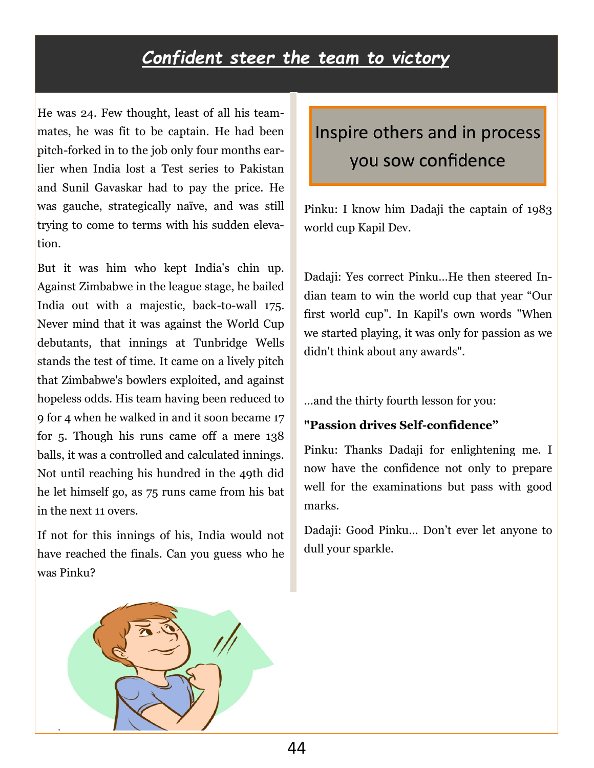# *Confident steer the team to victory*

He was 24. Few thought, least of all his team-mates, he was fit to be captain. He had been pitch-forked in to the job only four months earlier when India lost a Test series to Pakistan and Sunil Gavaskar had to pay the price. He was gauche, strategically naïve, and was still trying to come to terms with his sudden elevation.

But it was him who kept India's chin up. Against Zimbabwe in the league stage, he bailed India out with a majestic, back-to-wall 175. Never mind that it was against the World Cup debutants, that innings at Tunbridge Wells stands the test of time. It came on a lively pitch that Zimbabwe's bowlers exploited, and against hopeless odds. His team having been reduced to 9 for 4 when he walked in and it soon became 17 for 5. Though his runs came off a mere 138 balls, it was a controlled and calculated innings. Not until reaching his hundred in the 49th did he let himself go, as 75 runs came from his bat in the next 11 overs.

If not for this innings of his, India would not have reached the finals. Can you guess who he was Pinku?

## Inspire others and in process you sow confidence

Pinku: I know him Dadaji the captain of 1983 world cup Kapil Dev.

Dadaji: Yes correct Pinku...He then steered Indian team to win the world cup that year "Our first world cup". In Kapil's own words "When we started playing, it was only for passion as we didn't think about any awards".

...and the thirty fourth lesson for you:

**"Passion drives Self-confidence"**

Pinku: Thanks Dadaji for enlightening me. I now have the confidence not only to prepare well for the examinations but pass with good marks.

Dadaji: Good Pinku... Don't ever let anyone to dull your sparkle.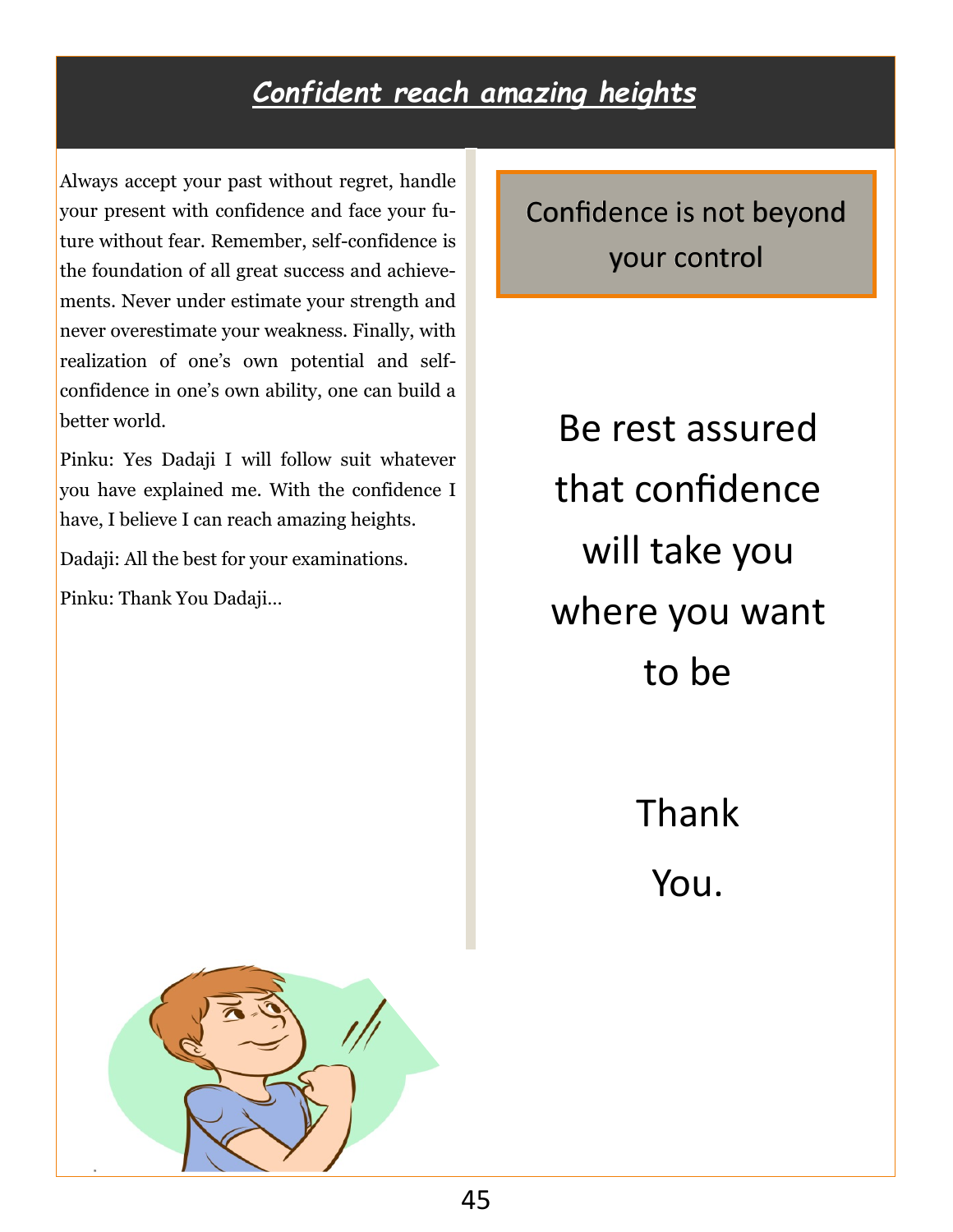## *Confident reach amazing heights*

Always accept your past without regret, handle your present with confidence and face your future without fear. Remember, self-confidence is the foundation of all great success and achievements. Never under estimate your strength and never overestimate your weakness. Finally, with realization of one's own potential and self-confidence in one's own ability, one can build a better world.

Pinku: Yes Dadaji I will follow suit whatever you have explained me. With the confidence I have, I believe I can reach amazing heights.

Dadaji: All the best for your examinations.

Pinku: Thank You Dadaji...

Confidence is not beyond your control

Be rest assured that confidence will take you where you want to be

Thank You.